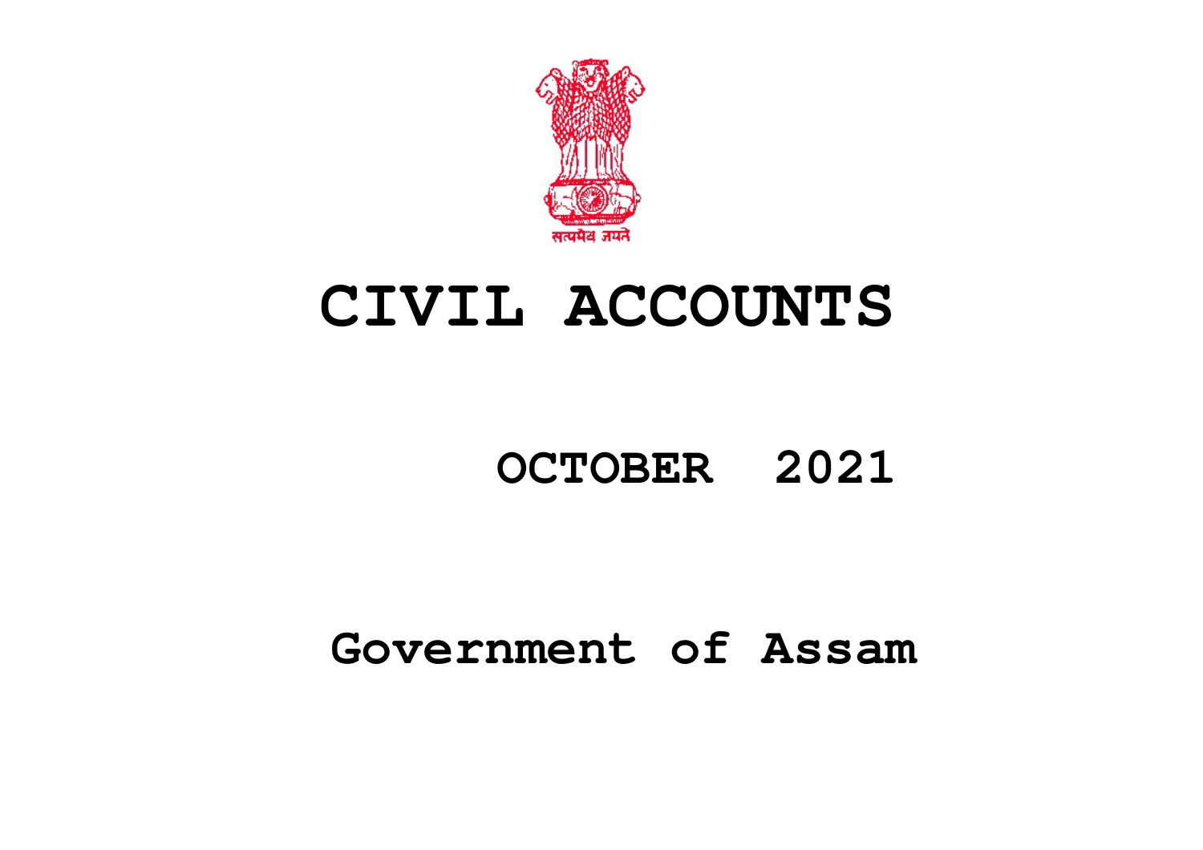सत्यमेव जयते

# CIVIL ACCOUNTS

## OCTOBER 2021

## Government of Assam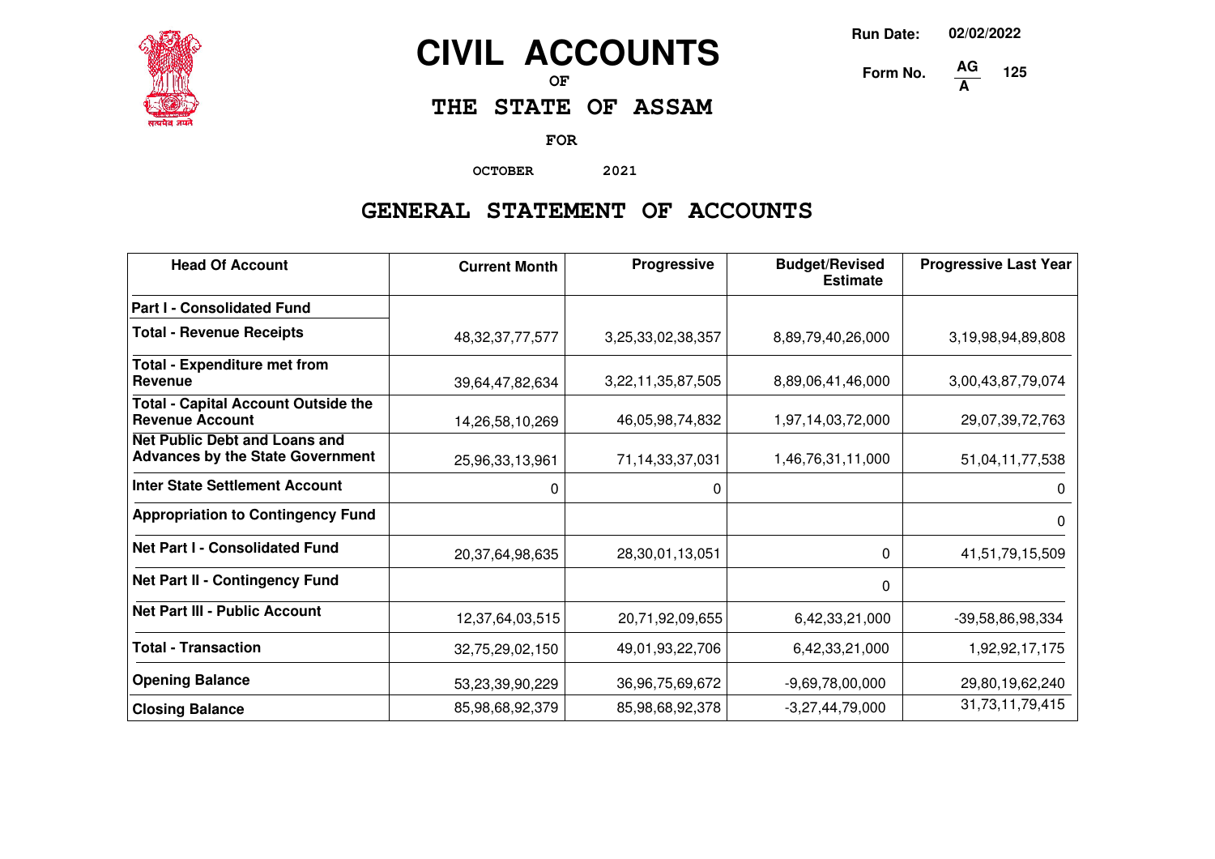# CIVIL ACCOUNTS

OF

## THE STATE OF ASSAM

FOR

OCTOBER 2021

Run Date: 02/02/2022

Form No. AG/A 125

## GENERAL STATEMENT OF ACCOUNTS

| Head Of Account | Current Month | Progressive | Budget/Revised Estimate | Progressive Last Year |
|---|---|---|---|---|
| **Part I - Consolidated Fund** | | | | |
| **Total - Revenue Receipts** | 48,32,37,77,577 | 3,25,33,02,38,357 | 8,89,79,40,26,000 | 3,19,98,94,89,808 |
| **Total - Expenditure met from Revenue** | 39,64,47,82,634 | 3,22,11,35,87,505 | 8,89,06,41,46,000 | 3,00,43,87,79,074 |
| **Total - Capital Account Outside the Revenue Account** | 14,26,58,10,269 | 46,05,98,74,832 | 1,97,14,03,72,000 | 29,07,39,72,763 |
| **Net Public Debt and Loans and Advances by the State Government** | 25,96,33,13,961 | 71,14,33,37,031 | 1,46,76,31,11,000 | 51,04,11,77,538 |
| **Inter State Settlement Account** | 0 | 0 | | 0 |
| **Appropriation to Contingency Fund** | | | | 0 |
| **Net Part I - Consolidated Fund** | 20,37,64,98,635 | 28,30,01,13,051 | 0 | 41,51,79,15,509 |
| **Net Part II - Contingency Fund** | | | 0 | |
| **Net Part III - Public Account** | 12,37,64,03,515 | 20,71,92,09,655 | 6,42,33,21,000 | -39,58,86,98,334 |
| **Total - Transaction** | 32,75,29,02,150 | 49,01,93,22,706 | 6,42,33,21,000 | 1,92,92,17,175 |
| **Opening Balance** | 53,23,39,90,229 | 36,96,75,69,672 | -9,69,78,00,000 | 29,80,19,62,240 |
| **Closing Balance** | 85,98,68,92,379 | 85,98,68,92,378 | -3,27,44,79,000 | 31,73,11,79,415 |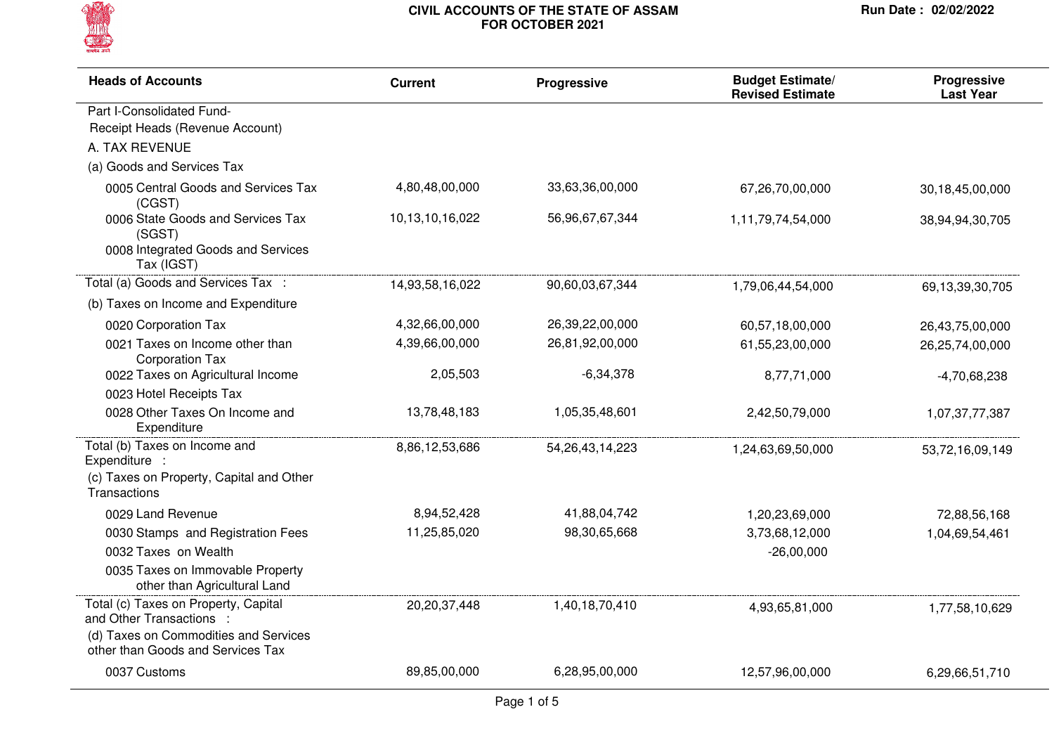# CIVIL ACCOUNTS OF THE STATE OF ASSAM
## FOR OCTOBER 2021

Run Date : 02/02/2022

| Heads of Accounts | Current | Progressive | Budget Estimate/ Revised Estimate | Progressive Last Year |
|---|---|---|---|---|
| Part I-Consolidated Fund- | | | | |
| Receipt Heads (Revenue Account) | | | | |
| A. TAX REVENUE | | | | |
| (a) Goods and Services Tax | | | | |
| 0005 Central Goods and Services Tax (CGST) | 4,80,48,00,000 | 33,63,36,00,000 | 67,26,70,00,000 | 30,18,45,00,000 |
| 0006 State Goods and Services Tax (SGST) | 10,13,10,16,022 | 56,96,67,67,344 | 1,11,79,74,54,000 | 38,94,94,30,705 |
| 0008 Integrated Goods and Services Tax (IGST) | | | | |
| Total (a) Goods and Services Tax : | 14,93,58,16,022 | 90,60,03,67,344 | 1,79,06,44,54,000 | 69,13,39,30,705 |
| (b) Taxes on Income and Expenditure | | | | |
| 0020 Corporation Tax | 4,32,66,00,000 | 26,39,22,00,000 | 60,57,18,00,000 | 26,43,75,00,000 |
| 0021 Taxes on Income other than Corporation Tax | 4,39,66,00,000 | 26,81,92,00,000 | 61,55,23,00,000 | 26,25,74,00,000 |
| 0022 Taxes on Agricultural Income | 2,05,503 | -6,34,378 | 8,77,71,000 | -4,70,68,238 |
| 0023 Hotel Receipts Tax | | | | |
| 0028 Other Taxes On Income and Expenditure | 13,78,48,183 | 1,05,35,48,601 | 2,42,50,79,000 | 1,07,37,77,387 |
| Total (b) Taxes on Income and Expenditure : | 8,86,12,53,686 | 54,26,43,14,223 | 1,24,63,69,50,000 | 53,72,16,09,149 |
| (c) Taxes on Property, Capital and Other Transactions | | | | |
| 0029 Land Revenue | 8,94,52,428 | 41,88,04,742 | 1,20,23,69,000 | 72,88,56,168 |
| 0030 Stamps and Registration Fees | 11,25,85,020 | 98,30,65,668 | 3,73,68,12,000 | 1,04,69,54,461 |
| 0032 Taxes on Wealth | | | -26,00,000 | |
| 0035 Taxes on Immovable Property other than Agricultural Land | | | | |
| Total (c) Taxes on Property, Capital and Other Transactions : | 20,20,37,448 | 1,40,18,70,410 | 4,93,65,81,000 | 1,77,58,10,629 |
| (d) Taxes on Commodities and Services other than Goods and Services Tax | | | | |
| 0037 Customs | 89,85,00,000 | 6,28,95,00,000 | 12,57,96,00,000 | 6,29,66,51,710 |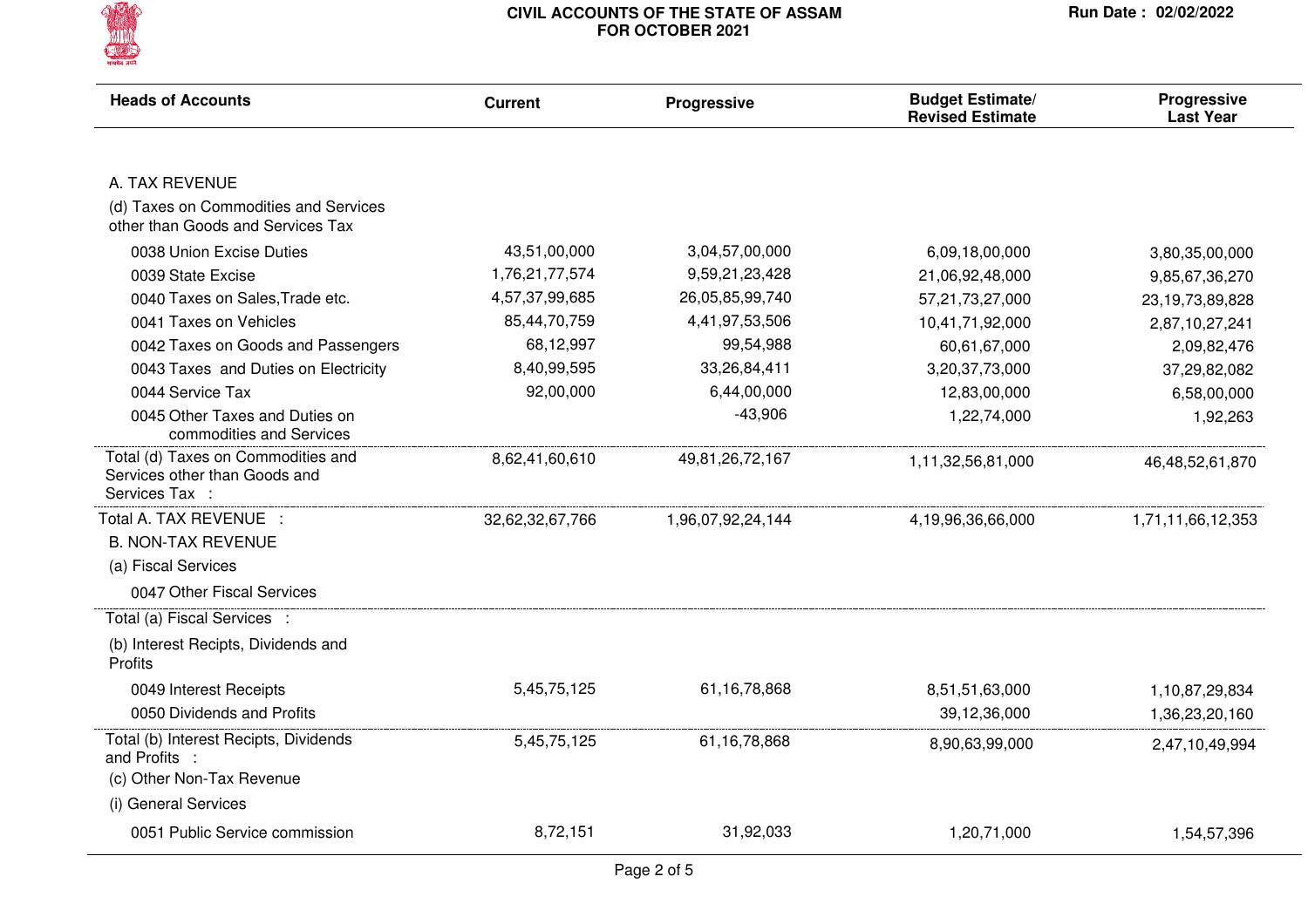# CIVIL ACCOUNTS OF THE STATE OF ASSAM FOR OCTOBER 2021

Run Date : 02/02/2022

| Heads of Accounts | Current | Progressive | Budget Estimate/ Revised Estimate | Progressive Last Year |
|---|---|---|---|---|
| A. TAX REVENUE | | | | |
| (d) Taxes on Commodities and Services other than Goods and Services Tax | | | | |
| 0038 Union Excise Duties | 43,51,00,000 | 3,04,57,00,000 | 6,09,18,00,000 | 3,80,35,00,000 |
| 0039 State Excise | 1,76,21,77,574 | 9,59,21,23,428 | 21,06,92,48,000 | 9,85,67,36,270 |
| 0040 Taxes on Sales,Trade etc. | 4,57,37,99,685 | 26,05,85,99,740 | 57,21,73,27,000 | 23,19,73,89,828 |
| 0041 Taxes on Vehicles | 85,44,70,759 | 4,41,97,53,506 | 10,41,71,92,000 | 2,87,10,27,241 |
| 0042 Taxes on Goods and Passengers | 68,12,997 | 99,54,988 | 60,61,67,000 | 2,09,82,476 |
| 0043 Taxes and Duties on Electricity | 8,40,99,595 | 33,26,84,411 | 3,20,37,73,000 | 37,29,82,082 |
| 0044 Service Tax | 92,00,000 | 6,44,00,000 | 12,83,00,000 | 6,58,00,000 |
| 0045 Other Taxes and Duties on commodities and Services | | -43,906 | 1,22,74,000 | 1,92,263 |
| Total (d) Taxes on Commodities and Services other than Goods and Services Tax : | 8,62,41,60,610 | 49,81,26,72,167 | 1,11,32,56,81,000 | 46,48,52,61,870 |
| Total A. TAX REVENUE : | 32,62,32,67,766 | 1,96,07,92,24,144 | 4,19,96,36,66,000 | 1,71,11,66,12,353 |
| B. NON-TAX REVENUE | | | | |
| (a) Fiscal Services | | | | |
| 0047 Other Fiscal Services | | | | |
| Total (a) Fiscal Services : | | | | |
| (b) Interest Recipts, Dividends and Profits | | | | |
| 0049 Interest Receipts | 5,45,75,125 | 61,16,78,868 | 8,51,51,63,000 | 1,10,87,29,834 |
| 0050 Dividends and Profits | | | 39,12,36,000 | 1,36,23,20,160 |
| Total (b) Interest Recipts, Dividends and Profits : | 5,45,75,125 | 61,16,78,868 | 8,90,63,99,000 | 2,47,10,49,994 |
| (c) Other Non-Tax Revenue | | | | |
| (i) General Services | | | | |
| 0051 Public Service commission | 8,72,151 | 31,92,033 | 1,20,71,000 | 1,54,57,396 |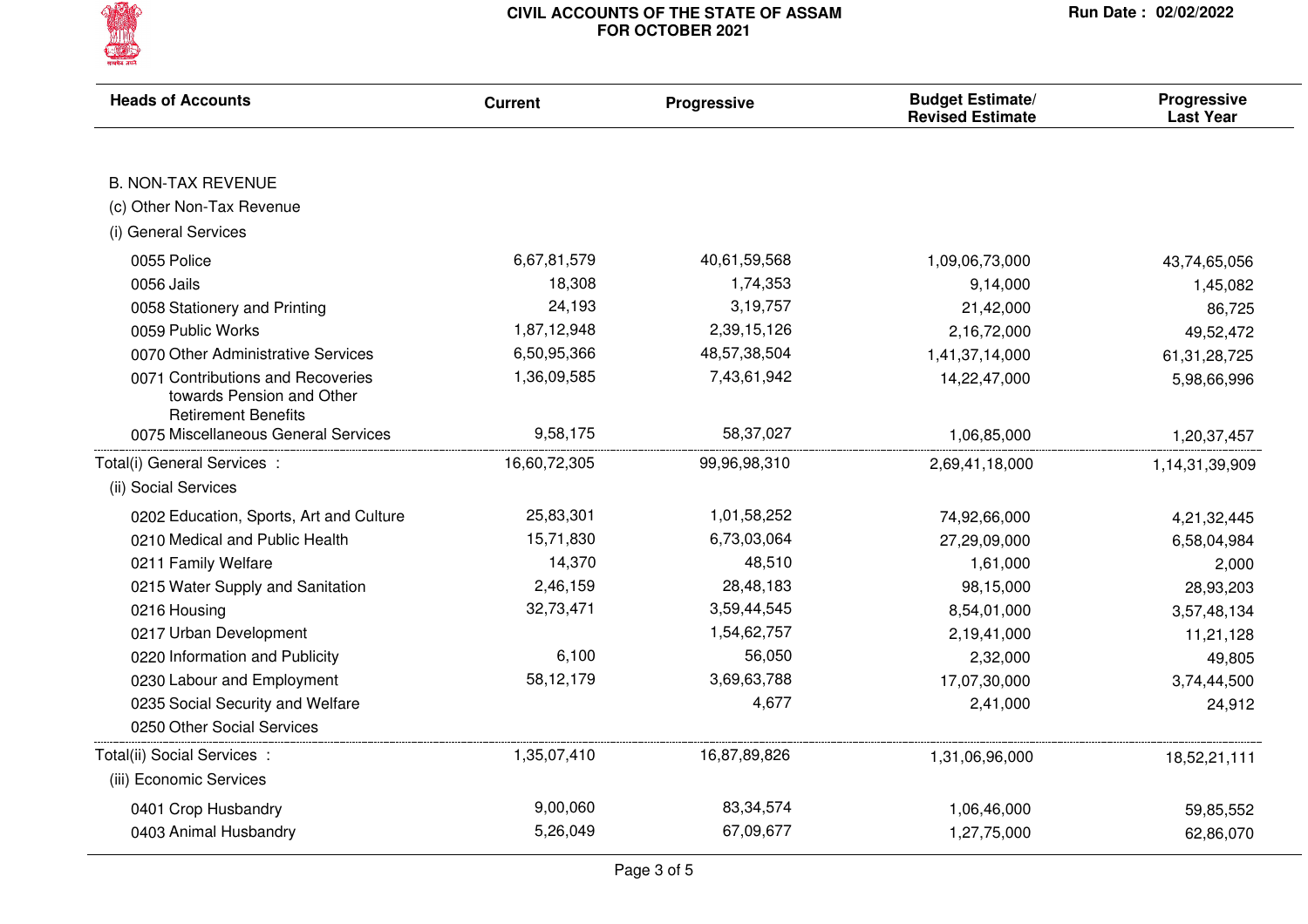# CIVIL ACCOUNTS OF THE STATE OF ASSAM
## FOR OCTOBER 2021

Run Date : 02/02/2022

| Heads of Accounts | Current | Progressive | Budget Estimate/ Revised Estimate | Progressive Last Year |
|---|---|---|---|---|
| B. NON-TAX REVENUE | | | | |
| (c) Other Non-Tax Revenue | | | | |
| (i) General Services | | | | |
| 0055 Police | 6,67,81,579 | 40,61,59,568 | 1,09,06,73,000 | 43,74,65,056 |
| 0056 Jails | 18,308 | 1,74,353 | 9,14,000 | 1,45,082 |
| 0058 Stationery and Printing | 24,193 | 3,19,757 | 21,42,000 | 86,725 |
| 0059 Public Works | 1,87,12,948 | 2,39,15,126 | 2,16,72,000 | 49,52,472 |
| 0070 Other Administrative Services | 6,50,95,366 | 48,57,38,504 | 1,41,37,14,000 | 61,31,28,725 |
| 0071 Contributions and Recoveries towards Pension and Other Retirement Benefits | 1,36,09,585 | 7,43,61,942 | 14,22,47,000 | 5,98,66,996 |
| 0075 Miscellaneous General Services | 9,58,175 | 58,37,027 | 1,06,85,000 | 1,20,37,457 |
| Total(i) General Services : | 16,60,72,305 | 99,96,98,310 | 2,69,41,18,000 | 1,14,31,39,909 |
| (ii) Social Services | | | | |
| 0202 Education, Sports, Art and Culture | 25,83,301 | 1,01,58,252 | 74,92,66,000 | 4,21,32,445 |
| 0210 Medical and Public Health | 15,71,830 | 6,73,03,064 | 27,29,09,000 | 6,58,04,984 |
| 0211 Family Welfare | 14,370 | 48,510 | 1,61,000 | 2,000 |
| 0215 Water Supply and Sanitation | 2,46,159 | 28,48,183 | 98,15,000 | 28,93,203 |
| 0216 Housing | 32,73,471 | 3,59,44,545 | 8,54,01,000 | 3,57,48,134 |
| 0217 Urban Development | | 1,54,62,757 | 2,19,41,000 | 11,21,128 |
| 0220 Information and Publicity | 6,100 | 56,050 | 2,32,000 | 49,805 |
| 0230 Labour and Employment | 58,12,179 | 3,69,63,788 | 17,07,30,000 | 3,74,44,500 |
| 0235 Social Security and Welfare | | 4,677 | 2,41,000 | 24,912 |
| 0250 Other Social Services | | | | |
| Total(ii) Social Services : | 1,35,07,410 | 16,87,89,826 | 1,31,06,96,000 | 18,52,21,111 |
| (iii) Economic Services | | | | |
| 0401 Crop Husbandry | 9,00,060 | 83,34,574 | 1,06,46,000 | 59,85,552 |
| 0403 Animal Husbandry | 5,26,049 | 67,09,677 | 1,27,75,000 | 62,86,070 |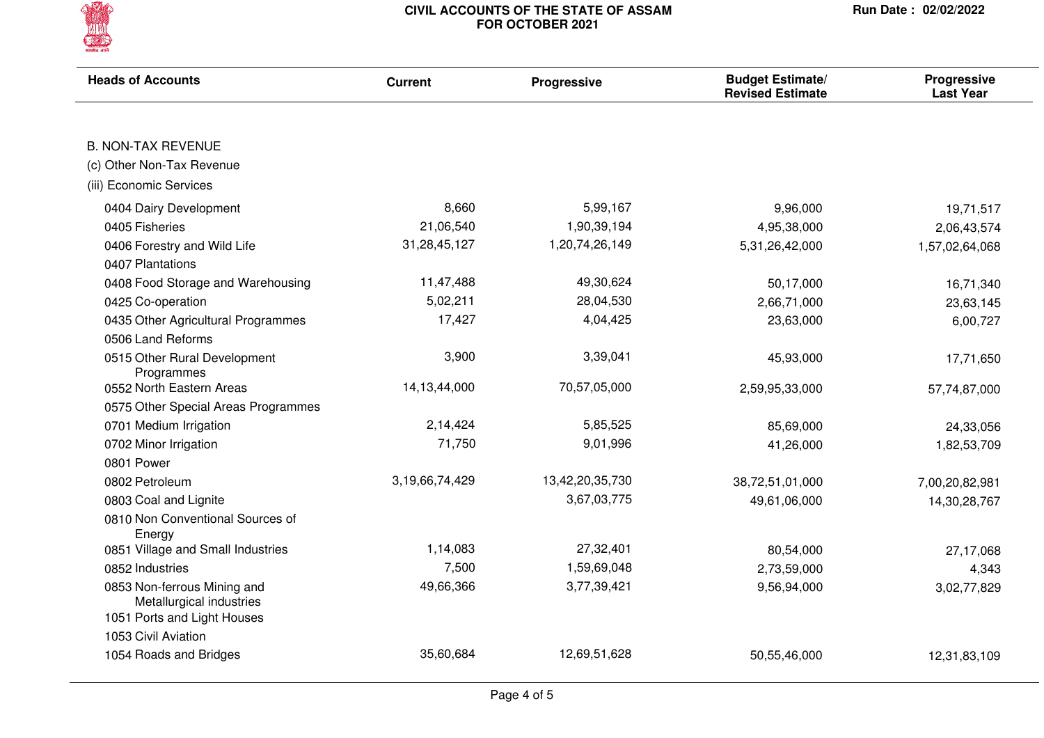# CIVIL ACCOUNTS OF THE STATE OF ASSAM FOR OCTOBER 2021

Run Date : 02/02/2022

| Heads of Accounts | Current | Progressive | Budget Estimate/ Revised Estimate | Progressive Last Year |
|---|---|---|---|---|
| **B. NON-TAX REVENUE** | | | | |
| (c) Other Non-Tax Revenue | | | | |
| (iii) Economic Services | | | | |
| 0404 Dairy Development | 8,660 | 5,99,167 | 9,96,000 | 19,71,517 |
| 0405 Fisheries | 21,06,540 | 1,90,39,194 | 4,95,38,000 | 2,06,43,574 |
| 0406 Forestry and Wild Life | 31,28,45,127 | 1,20,74,26,149 | 5,31,26,42,000 | 1,57,02,64,068 |
| 0407 Plantations | | | | |
| 0408 Food Storage and Warehousing | 11,47,488 | 49,30,624 | 50,17,000 | 16,71,340 |
| 0425 Co-operation | 5,02,211 | 28,04,530 | 2,66,71,000 | 23,63,145 |
| 0435 Other Agricultural Programmes | 17,427 | 4,04,425 | 23,63,000 | 6,00,727 |
| 0506 Land Reforms | | | | |
| 0515 Other Rural Development Programmes | 3,900 | 3,39,041 | 45,93,000 | 17,71,650 |
| 0552 North Eastern Areas | 14,13,44,000 | 70,57,05,000 | 2,59,95,33,000 | 57,74,87,000 |
| 0575 Other Special Areas Programmes | | | | |
| 0701 Medium Irrigation | 2,14,424 | 5,85,525 | 85,69,000 | 24,33,056 |
| 0702 Minor Irrigation | 71,750 | 9,01,996 | 41,26,000 | 1,82,53,709 |
| 0801 Power | | | | |
| 0802 Petroleum | 3,19,66,74,429 | 13,42,20,35,730 | 38,72,51,01,000 | 7,00,20,82,981 |
| 0803 Coal and Lignite | | 3,67,03,775 | 49,61,06,000 | 14,30,28,767 |
| 0810 Non Conventional Sources of Energy | | | | |
| 0851 Village and Small Industries | 1,14,083 | 27,32,401 | 80,54,000 | 27,17,068 |
| 0852 Industries | 7,500 | 1,59,69,048 | 2,73,59,000 | 4,343 |
| 0853 Non-ferrous Mining and Metallurgical industries | 49,66,366 | 3,77,39,421 | 9,56,94,000 | 3,02,77,829 |
| 1051 Ports and Light Houses | | | | |
| 1053 Civil Aviation | | | | |
| 1054 Roads and Bridges | 35,60,684 | 12,69,51,628 | 50,55,46,000 | 12,31,83,109 |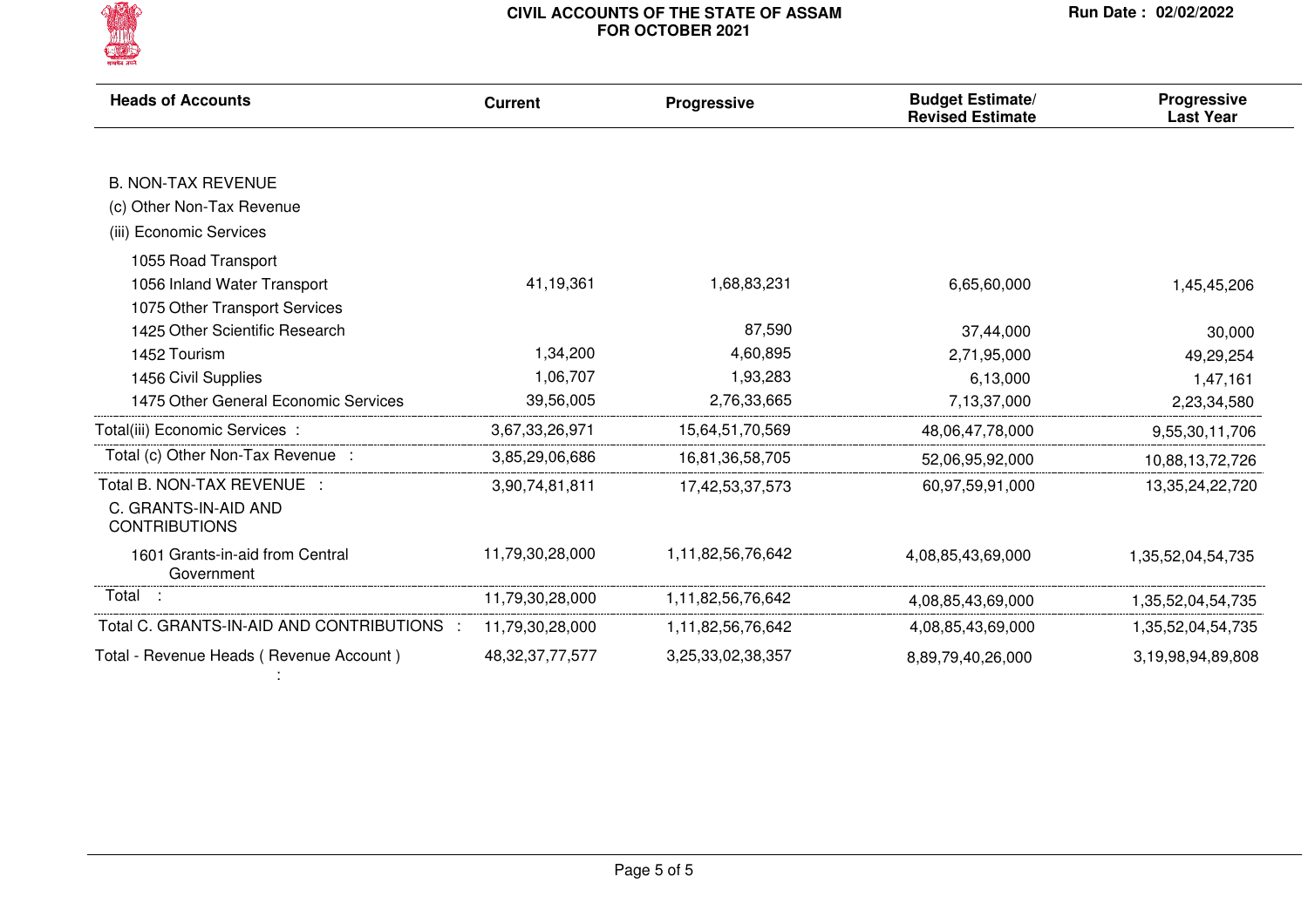# CIVIL ACCOUNTS OF THE STATE OF ASSAM FOR OCTOBER 2021

Run Date : 02/02/2022

| Heads of Accounts | Current | Progressive | Budget Estimate/ Revised Estimate | Progressive Last Year |
|---|---|---|---|---|
| B. NON-TAX REVENUE | | | | |
| (c) Other Non-Tax Revenue | | | | |
| (iii) Economic Services | | | | |
| 1055 Road Transport | | | | |
| 1056 Inland Water Transport | 41,19,361 | 1,68,83,231 | 6,65,60,000 | 1,45,45,206 |
| 1075 Other Transport Services | | | | |
| 1425 Other Scientific Research | | 87,590 | 37,44,000 | 30,000 |
| 1452 Tourism | 1,34,200 | 4,60,895 | 2,71,95,000 | 49,29,254 |
| 1456 Civil Supplies | 1,06,707 | 1,93,283 | 6,13,000 | 1,47,161 |
| 1475 Other General Economic Services | 39,56,005 | 2,76,33,665 | 7,13,37,000 | 2,23,34,580 |
| Total(iii) Economic Services : | 3,67,33,26,971 | 15,64,51,70,569 | 48,06,47,78,000 | 9,55,30,11,706 |
| Total (c) Other Non-Tax Revenue : | 3,85,29,06,686 | 16,81,36,58,705 | 52,06,95,92,000 | 10,88,13,72,726 |
| Total B. NON-TAX REVENUE : | 3,90,74,81,811 | 17,42,53,37,573 | 60,97,59,91,000 | 13,35,24,22,720 |
| C. GRANTS-IN-AID AND CONTRIBUTIONS | | | | |
| 1601 Grants-in-aid from Central Government | 11,79,30,28,000 | 1,11,82,56,76,642 | 4,08,85,43,69,000 | 1,35,52,04,54,735 |
| Total : | 11,79,30,28,000 | 1,11,82,56,76,642 | 4,08,85,43,69,000 | 1,35,52,04,54,735 |
| Total C. GRANTS-IN-AID AND CONTRIBUTIONS : | 11,79,30,28,000 | 1,11,82,56,76,642 | 4,08,85,43,69,000 | 1,35,52,04,54,735 |
| Total - Revenue Heads ( Revenue Account ) : | 48,32,37,77,577 | 3,25,33,02,38,357 | 8,89,79,40,26,000 | 3,19,98,94,89,808 |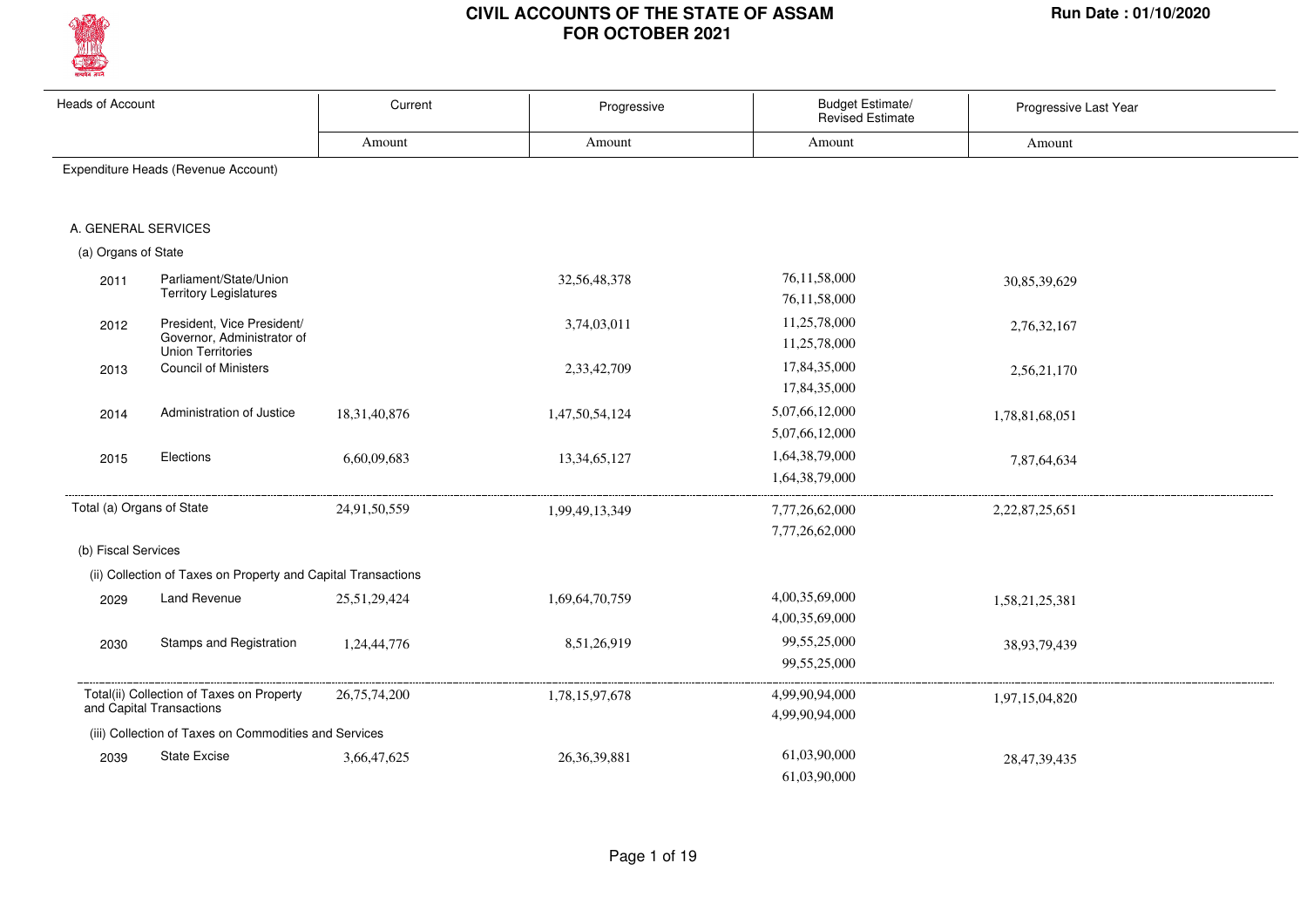# CIVIL ACCOUNTS OF THE STATE OF ASSAM FOR OCTOBER 2021

Run Date : 01/10/2020

| Heads of Account | | Current | Progressive | Budget Estimate/ Revised Estimate | Progressive Last Year |
|---|---|---|---|---|---|
| | | Amount | Amount | Amount | Amount |
| **Expenditure Heads (Revenue Account)** | | | | | |
| **A. GENERAL SERVICES** | | | | | |
| **(a) Organs of State** | | | | | |
| 2011 | Parliament/State/Union Territory Legislatures | | 32,56,48,378 | 76,11,58,000<br>76,11,58,000 | 30,85,39,629 |
| 2012 | President, Vice President/ Governor, Administrator of Union Territories | | 3,74,03,011 | 11,25,78,000<br>11,25,78,000 | 2,76,32,167 |
| 2013 | Council of Ministers | | 2,33,42,709 | 17,84,35,000<br>17,84,35,000 | 2,56,21,170 |
| 2014 | Administration of Justice | 18,31,40,876 | 1,47,50,54,124 | 5,07,66,12,000<br>5,07,66,12,000 | 1,78,81,68,051 |
| 2015 | Elections | 6,60,09,683 | 13,34,65,127 | 1,64,38,79,000<br>1,64,38,79,000 | 7,87,64,634 |
| Total (a) Organs of State | | 24,91,50,559 | 1,99,49,13,349 | 7,77,26,62,000<br>7,77,26,62,000 | 2,22,87,25,651 |
| **(b) Fiscal Services** | | | | | |
| (ii) Collection of Taxes on Property and Capital Transactions | | | | | |
| 2029 | Land Revenue | 25,51,29,424 | 1,69,64,70,759 | 4,00,35,69,000<br>4,00,35,69,000 | 1,58,21,25,381 |
| 2030 | Stamps and Registration | 1,24,44,776 | 8,51,26,919 | 99,55,25,000<br>99,55,25,000 | 38,93,79,439 |
| Total(ii) Collection of Taxes on Property and Capital Transactions | | 26,75,74,200 | 1,78,15,97,678 | 4,99,90,94,000<br>4,99,90,94,000 | 1,97,15,04,820 |
| (iii) Collection of Taxes on Commodities and Services | | | | | |
| 2039 | State Excise | 3,66,47,625 | 26,36,39,881 | 61,03,90,000<br>61,03,90,000 | 28,47,39,435 |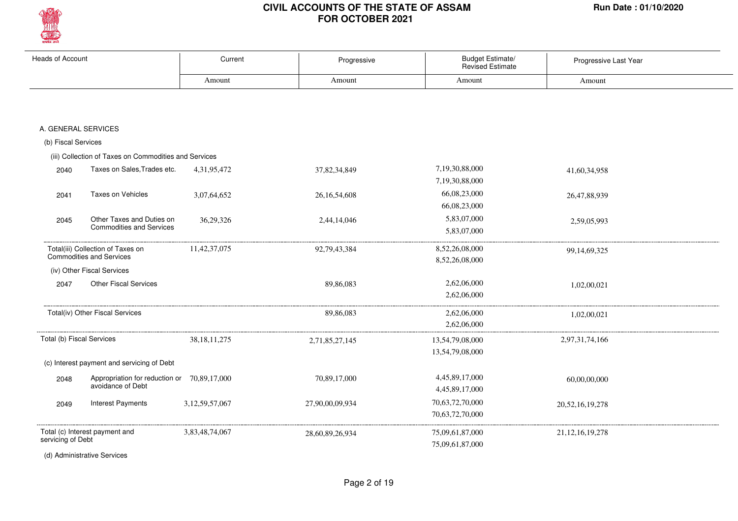| Heads of Account | | Current | Progressive | Budget Estimate/ Revised Estimate | Progressive Last Year |
|---|---|---|---|---|---|
| | | Amount | Amount | Amount | Amount |
| A. GENERAL SERVICES | | | | | |
| (b) Fiscal Services | | | | | |
| (iii) Collection of Taxes on Commodities and Services | | | | | |
| 2040 | Taxes on Sales,Trades etc. | 4,31,95,472 | 37,82,34,849 | 7,19,30,88,000<br>7,19,30,88,000 | 41,60,34,958 |
| 2041 | Taxes on Vehicles | 3,07,64,652 | 26,16,54,608 | 66,08,23,000<br>66,08,23,000 | 26,47,88,939 |
| 2045 | Other Taxes and Duties on Commodities and Services | 36,29,326 | 2,44,14,046 | 5,83,07,000<br>5,83,07,000 | 2,59,05,993 |
| Total(iii) Collection of Taxes on Commodities and Services | | 11,42,37,075 | 92,79,43,384 | 8,52,26,08,000<br>8,52,26,08,000 | 99,14,69,325 |
| (iv) Other Fiscal Services | | | | | |
| 2047 | Other Fiscal Services | | 89,86,083 | 2,62,06,000<br>2,62,06,000 | 1,02,00,021 |
| Total(iv) Other Fiscal Services | | | 89,86,083 | 2,62,06,000<br>2,62,06,000 | 1,02,00,021 |
| Total (b) Fiscal Services | | 38,18,11,275 | 2,71,85,27,145 | 13,54,79,08,000<br>13,54,79,08,000 | 2,97,31,74,166 |
| (c) Interest payment and servicing of Debt | | | | | |
| 2048 | Appropriation for reduction or avoidance of Debt | 70,89,17,000 | 70,89,17,000 | 4,45,89,17,000<br>4,45,89,17,000 | 60,00,00,000 |
| 2049 | Interest Payments | 3,12,59,57,067 | 27,90,00,09,934 | 70,63,72,70,000<br>70,63,72,70,000 | 20,52,16,19,278 |
| Total (c) Interest payment and servicing of Debt | | 3,83,48,74,067 | 28,60,89,26,934 | 75,09,61,87,000<br>75,09,61,87,000 | 21,12,16,19,278 |
| (d) Administrative Services | | | | | |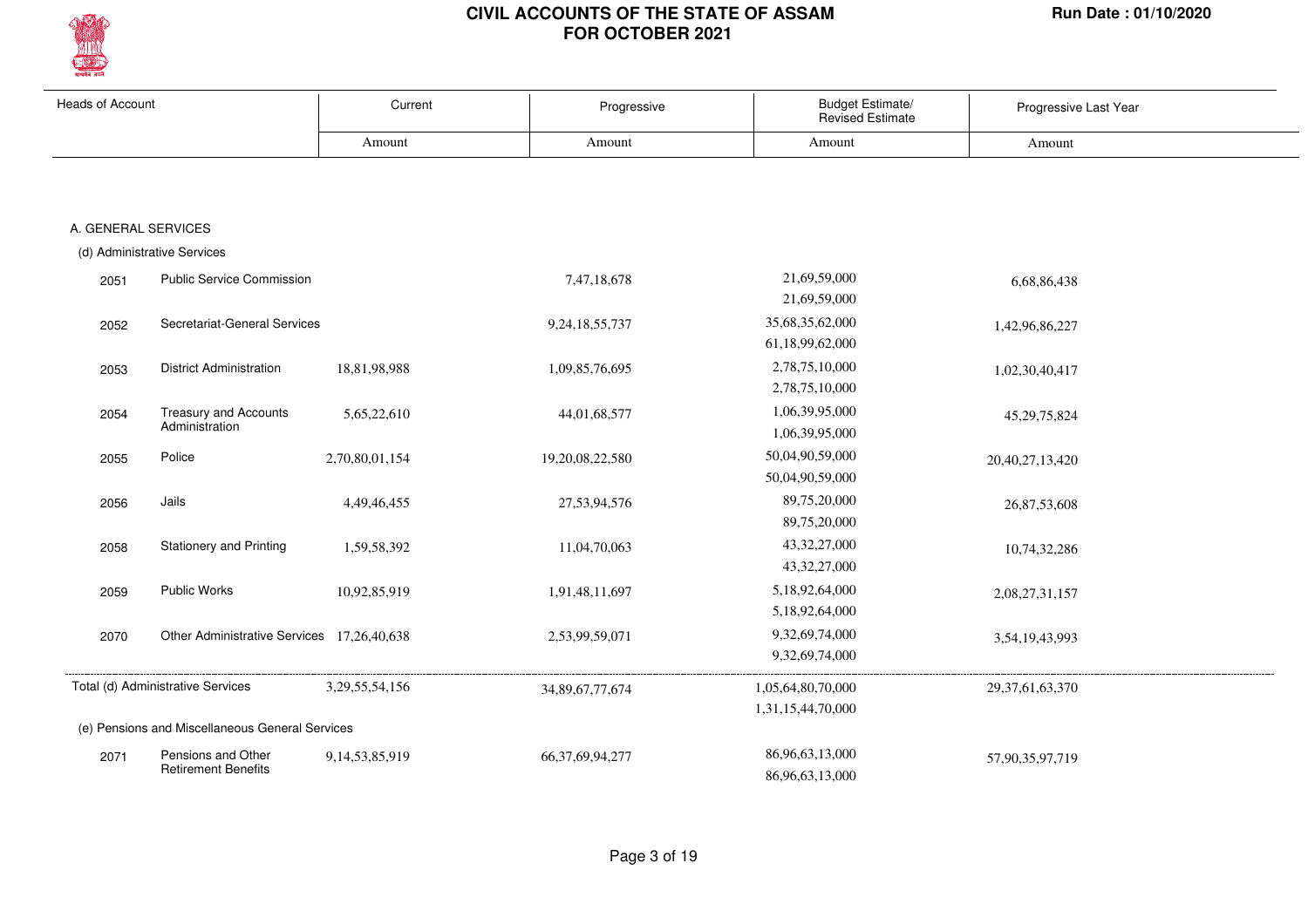# CIVIL ACCOUNTS OF THE STATE OF ASSAM
## FOR OCTOBER 2021

Run Date : 01/10/2020

| Heads of Account | | Current | Progressive | Budget Estimate/ Revised Estimate | Progressive Last Year |
|---|---|---|---|---|---|
| | | Amount | Amount | Amount | Amount |
| **A. GENERAL SERVICES** | | | | | |
| (d) Administrative Services | | | | | |
| 2051 | Public Service Commission | | 7,47,18,678 | 21,69,59,000<br>21,69,59,000 | 6,68,86,438 |
| 2052 | Secretariat-General Services | | 9,24,18,55,737 | 35,68,35,62,000<br>61,18,99,62,000 | 1,42,96,86,227 |
| 2053 | District Administration | 18,81,98,988 | 1,09,85,76,695 | 2,78,75,10,000<br>2,78,75,10,000 | 1,02,30,40,417 |
| 2054 | Treasury and Accounts Administration | 5,65,22,610 | 44,01,68,577 | 1,06,39,95,000<br>1,06,39,95,000 | 45,29,75,824 |
| 2055 | Police | 2,70,80,01,154 | 19,20,08,22,580 | 50,04,90,59,000<br>50,04,90,59,000 | 20,40,27,13,420 |
| 2056 | Jails | 4,49,46,455 | 27,53,94,576 | 89,75,20,000<br>89,75,20,000 | 26,87,53,608 |
| 2058 | Stationery and Printing | 1,59,58,392 | 11,04,70,063 | 43,32,27,000<br>43,32,27,000 | 10,74,32,286 |
| 2059 | Public Works | 10,92,85,919 | 1,91,48,11,697 | 5,18,92,64,000<br>5,18,92,64,000 | 2,08,27,31,157 |
| 2070 | Other Administrative Services | 17,26,40,638 | 2,53,99,59,071 | 9,32,69,74,000<br>9,32,69,74,000 | 3,54,19,43,993 |
| Total (d) Administrative Services | | 3,29,55,54,156 | 34,89,67,77,674 | 1,05,64,80,70,000<br>1,31,15,44,70,000 | 29,37,61,63,370 |
| (e) Pensions and Miscellaneous General Services | | | | | |
| 2071 | Pensions and Other Retirement Benefits | 9,14,53,85,919 | 66,37,69,94,277 | 86,96,63,13,000<br>86,96,63,13,000 | 57,90,35,97,719 |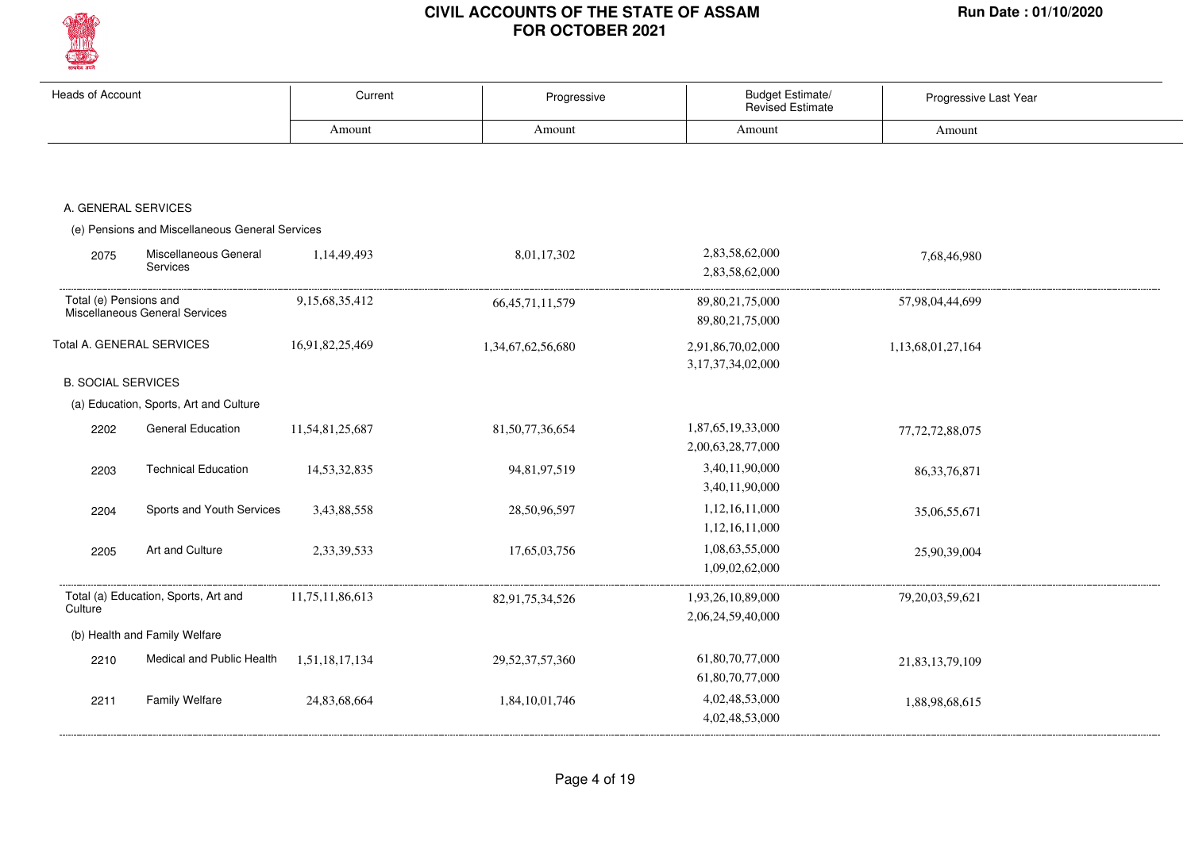# CIVIL ACCOUNTS OF THE STATE OF ASSAM
## FOR OCTOBER 2021

Run Date : 01/10/2020

| Heads of Account | | Current | Progressive | Budget Estimate/ Revised Estimate | Progressive Last Year |
|---|---|---|---|---|---|
| | | Amount | Amount | Amount | Amount |
| A. GENERAL SERVICES | | | | | |
| (e) Pensions and Miscellaneous General Services | | | | | |
| 2075 | Miscellaneous General Services | 1,14,49,493 | 8,01,17,302 | 2,83,58,62,000<br>2,83,58,62,000 | 7,68,46,980 |
| Total (e) Pensions and Miscellaneous General Services | | 9,15,68,35,412 | 66,45,71,11,579 | 89,80,21,75,000<br>89,80,21,75,000 | 57,98,04,44,699 |
| Total A. GENERAL SERVICES | | 16,91,82,25,469 | 1,34,67,62,56,680 | 2,91,86,70,02,000<br>3,17,37,34,02,000 | 1,13,68,01,27,164 |
| B. SOCIAL SERVICES | | | | | |
| (a) Education, Sports, Art and Culture | | | | | |
| 2202 | General Education | 11,54,81,25,687 | 81,50,77,36,654 | 1,87,65,19,33,000<br>2,00,63,28,77,000 | 77,72,72,88,075 |
| 2203 | Technical Education | 14,53,32,835 | 94,81,97,519 | 3,40,11,90,000<br>3,40,11,90,000 | 86,33,76,871 |
| 2204 | Sports and Youth Services | 3,43,88,558 | 28,50,96,597 | 1,12,16,11,000<br>1,12,16,11,000 | 35,06,55,671 |
| 2205 | Art and Culture | 2,33,39,533 | 17,65,03,756 | 1,08,63,55,000<br>1,09,02,62,000 | 25,90,39,004 |
| Total (a) Education, Sports, Art and Culture | | 11,75,11,86,613 | 82,91,75,34,526 | 1,93,26,10,89,000<br>2,06,24,59,40,000 | 79,20,03,59,621 |
| (b) Health and Family Welfare | | | | | |
| 2210 | Medical and Public Health | 1,51,18,17,134 | 29,52,37,57,360 | 61,80,70,77,000<br>61,80,70,77,000 | 21,83,13,79,109 |
| 2211 | Family Welfare | 24,83,68,664 | 1,84,10,01,746 | 4,02,48,53,000<br>4,02,48,53,000 | 1,88,98,68,615 |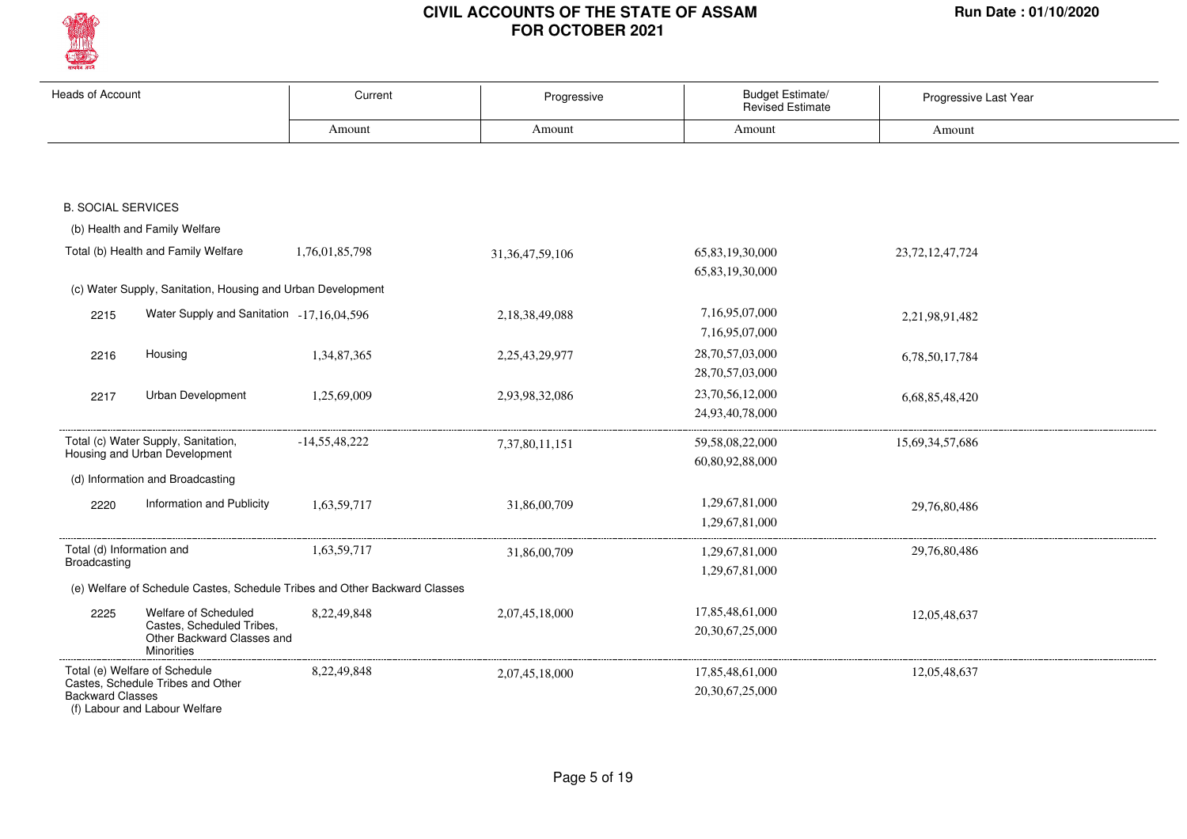# CIVIL ACCOUNTS OF THE STATE OF ASSAM
# FOR OCTOBER 2021

Run Date : 01/10/2020

| Heads of Account | | Current | Progressive | Budget Estimate/ Revised Estimate | Progressive Last Year |
|---|---|---|---|---|---|
| | | Amount | Amount | Amount | Amount |
| **B. SOCIAL SERVICES** | | | | | |
| (b) Health and Family Welfare | | | | | |
| Total (b) Health and Family Welfare | | 1,76,01,85,798 | 31,36,47,59,106 | 65,83,19,30,000<br>65,83,19,30,000 | 23,72,12,47,724 |
| (c) Water Supply, Sanitation, Housing and Urban Development | | | | | |
| 2215 | Water Supply and Sanitation | -17,16,04,596 | 2,18,38,49,088 | 7,16,95,07,000<br>7,16,95,07,000 | 2,21,98,91,482 |
| 2216 | Housing | 1,34,87,365 | 2,25,43,29,977 | 28,70,57,03,000<br>28,70,57,03,000 | 6,78,50,17,784 |
| 2217 | Urban Development | 1,25,69,009 | 2,93,98,32,086 | 23,70,56,12,000<br>24,93,40,78,000 | 6,68,85,48,420 |
| Total (c) Water Supply, Sanitation, Housing and Urban Development | | -14,55,48,222 | 7,37,80,11,151 | 59,58,08,22,000<br>60,80,92,88,000 | 15,69,34,57,686 |
| (d) Information and Broadcasting | | | | | |
| 2220 | Information and Publicity | 1,63,59,717 | 31,86,00,709 | 1,29,67,81,000<br>1,29,67,81,000 | 29,76,80,486 |
| Total (d) Information and Broadcasting | | 1,63,59,717 | 31,86,00,709 | 1,29,67,81,000<br>1,29,67,81,000 | 29,76,80,486 |
| (e) Welfare of Schedule Castes, Schedule Tribes and Other Backward Classes | | | | | |
| 2225 | Welfare of Scheduled Castes, Scheduled Tribes, Other Backward Classes and Minorities | 8,22,49,848 | 2,07,45,18,000 | 17,85,48,61,000<br>20,30,67,25,000 | 12,05,48,637 |
| Total (e) Welfare of Schedule Castes, Schedule Tribes and Other Backward Classes | | 8,22,49,848 | 2,07,45,18,000 | 17,85,48,61,000<br>20,30,67,25,000 | 12,05,48,637 |
| (f) Labour and Labour Welfare | | | | | |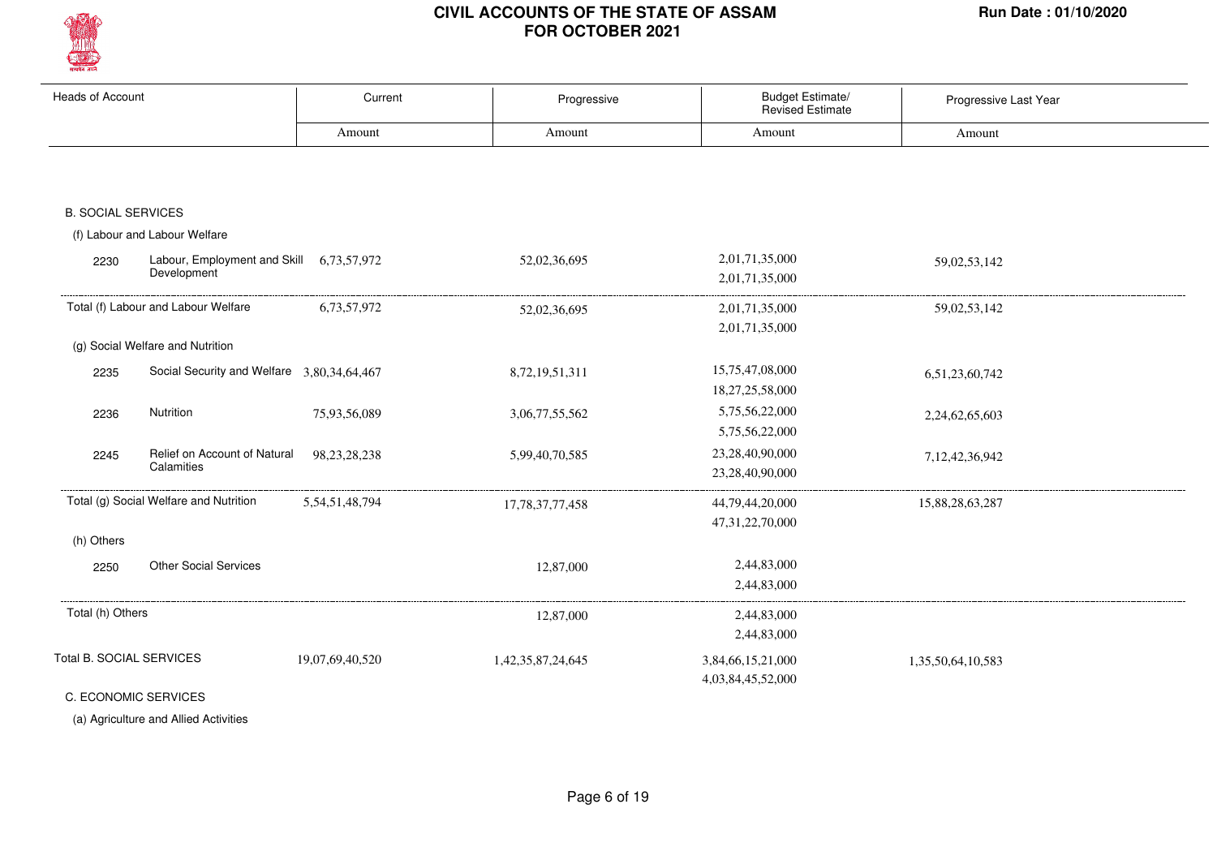# CIVIL ACCOUNTS OF THE STATE OF ASSAM
## FOR OCTOBER 2021

Run Date : 01/10/2020

| Heads of Account | | Current | Progressive | Budget Estimate/ Revised Estimate | Progressive Last Year |
|---|---|---|---|---|---|
| | | Amount | Amount | Amount | Amount |
| **B. SOCIAL SERVICES** | | | | | |
| (f) Labour and Labour Welfare | | | | | |
| 2230 | Labour, Employment and Skill Development | 6,73,57,972 | 52,02,36,695 | 2,01,71,35,000<br>2,01,71,35,000 | 59,02,53,142 |
| Total (f) Labour and Labour Welfare | | 6,73,57,972 | 52,02,36,695 | 2,01,71,35,000<br>2,01,71,35,000 | 59,02,53,142 |
| (g) Social Welfare and Nutrition | | | | | |
| 2235 | Social Security and Welfare | 3,80,34,64,467 | 8,72,19,51,311 | 15,75,47,08,000<br>18,27,25,58,000 | 6,51,23,60,742 |
| 2236 | Nutrition | 75,93,56,089 | 3,06,77,55,562 | 5,75,56,22,000<br>5,75,56,22,000 | 2,24,62,65,603 |
| 2245 | Relief on Account of Natural Calamities | 98,23,28,238 | 5,99,40,70,585 | 23,28,40,90,000<br>23,28,40,90,000 | 7,12,42,36,942 |
| Total (g) Social Welfare and Nutrition | | 5,54,51,48,794 | 17,78,37,77,458 | 44,79,44,20,000<br>47,31,22,70,000 | 15,88,28,63,287 |
| (h) Others | | | | | |
| 2250 | Other Social Services | | 12,87,000 | 2,44,83,000<br>2,44,83,000 | |
| Total (h) Others | | | 12,87,000 | 2,44,83,000<br>2,44,83,000 | |
| **Total B. SOCIAL SERVICES** | | 19,07,69,40,520 | 1,42,35,87,24,645 | 3,84,66,15,21,000<br>4,03,84,45,52,000 | 1,35,50,64,10,583 |
| **C. ECONOMIC SERVICES** | | | | | |
| (a) Agriculture and Allied Activities | | | | | |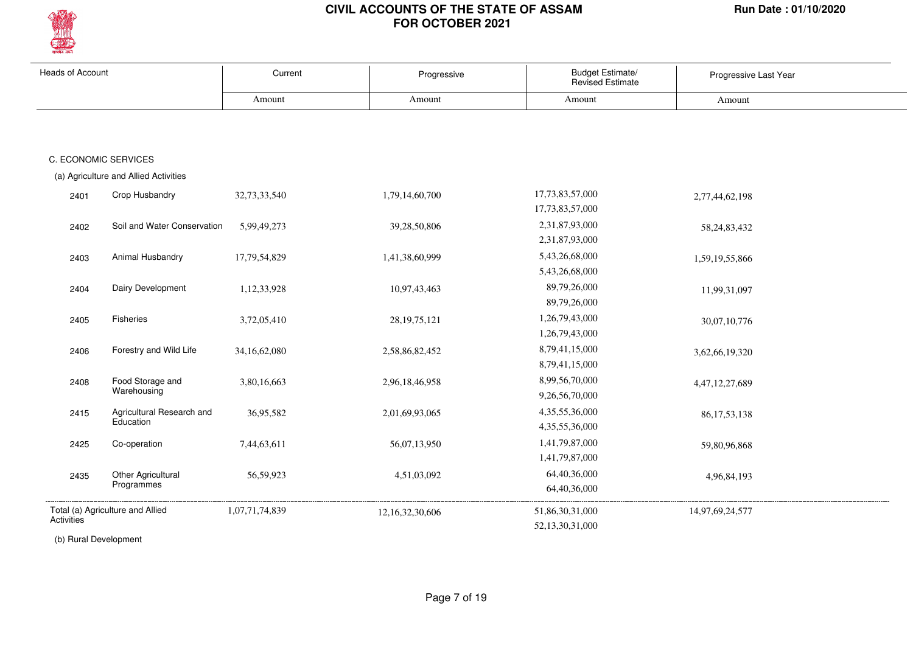# CIVIL ACCOUNTS OF THE STATE OF ASSAM
## FOR OCTOBER 2021

Run Date : 01/10/2020

| Heads of Account | | Current | Progressive | Budget Estimate/ Revised Estimate | Progressive Last Year |
|---|---|---|---|---|---|
| | | Amount | Amount | Amount | Amount |
| **C. ECONOMIC SERVICES** | | | | | |
| (a) Agriculture and Allied Activities | | | | | |
| 2401 | Crop Husbandry | 32,73,33,540 | 1,79,14,60,700 | 17,73,83,57,000<br>17,73,83,57,000 | 2,77,44,62,198 |
| 2402 | Soil and Water Conservation | 5,99,49,273 | 39,28,50,806 | 2,31,87,93,000<br>2,31,87,93,000 | 58,24,83,432 |
| 2403 | Animal Husbandry | 17,79,54,829 | 1,41,38,60,999 | 5,43,26,68,000<br>5,43,26,68,000 | 1,59,19,55,866 |
| 2404 | Dairy Development | 1,12,33,928 | 10,97,43,463 | 89,79,26,000<br>89,79,26,000 | 11,99,31,097 |
| 2405 | Fisheries | 3,72,05,410 | 28,19,75,121 | 1,26,79,43,000<br>1,26,79,43,000 | 30,07,10,776 |
| 2406 | Forestry and Wild Life | 34,16,62,080 | 2,58,86,82,452 | 8,79,41,15,000<br>8,79,41,15,000 | 3,62,66,19,320 |
| 2408 | Food Storage and Warehousing | 3,80,16,663 | 2,96,18,46,958 | 8,99,56,70,000<br>9,26,56,70,000 | 4,47,12,27,689 |
| 2415 | Agricultural Research and Education | 36,95,582 | 2,01,69,93,065 | 4,35,55,36,000<br>4,35,55,36,000 | 86,17,53,138 |
| 2425 | Co-operation | 7,44,63,611 | 56,07,13,950 | 1,41,79,87,000<br>1,41,79,87,000 | 59,80,96,868 |
| 2435 | Other Agricultural Programmes | 56,59,923 | 4,51,03,092 | 64,40,36,000<br>64,40,36,000 | 4,96,84,193 |
| Total (a) Agriculture and Allied Activities | | 1,07,71,74,839 | 12,16,32,30,606 | 51,86,30,31,000<br>52,13,30,31,000 | 14,97,69,24,577 |

(b) Rural Development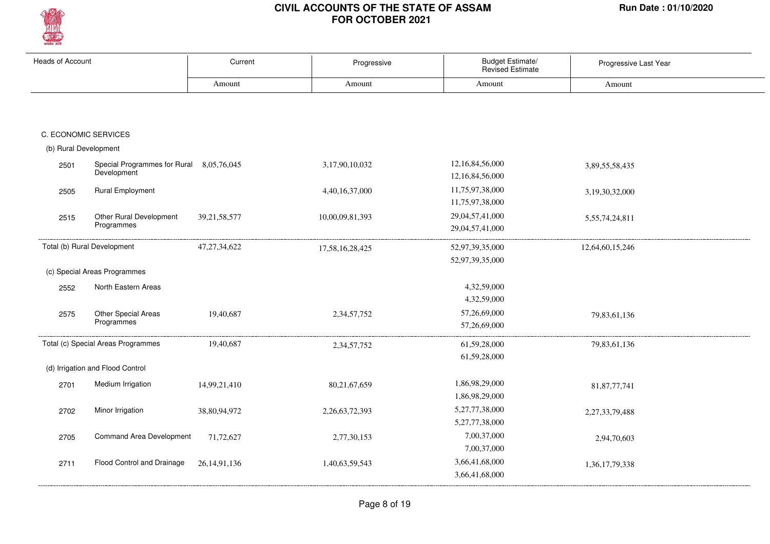# CIVIL ACCOUNTS OF THE STATE OF ASSAM
## FOR OCTOBER 2021

Run Date : 01/10/2020

| Heads of Account | | Current | Progressive | Budget Estimate/ Revised Estimate | Progressive Last Year |
|---|---|---|---|---|---|
| | | Amount | Amount | Amount | Amount |
| **C. ECONOMIC SERVICES** | | | | | |
| (b) Rural Development | | | | | |
| 2501 | Special Programmes for Rural Development | 8,05,76,045 | 3,17,90,10,032 | 12,16,84,56,000<br>12,16,84,56,000 | 3,89,55,58,435 |
| 2505 | Rural Employment | | 4,40,16,37,000 | 11,75,97,38,000<br>11,75,97,38,000 | 3,19,30,32,000 |
| 2515 | Other Rural Development Programmes | 39,21,58,577 | 10,00,09,81,393 | 29,04,57,41,000<br>29,04,57,41,000 | 5,55,74,24,811 |
| Total (b) Rural Development | | 47,27,34,622 | 17,58,16,28,425 | 52,97,39,35,000<br>52,97,39,35,000 | 12,64,60,15,246 |
| (c) Special Areas Programmes | | | | | |
| 2552 | North Eastern Areas | | | 4,32,59,000<br>4,32,59,000 | |
| 2575 | Other Special Areas Programmes | 19,40,687 | 2,34,57,752 | 57,26,69,000<br>57,26,69,000 | 79,83,61,136 |
| Total (c) Special Areas Programmes | | 19,40,687 | 2,34,57,752 | 61,59,28,000<br>61,59,28,000 | 79,83,61,136 |
| (d) Irrigation and Flood Control | | | | | |
| 2701 | Medium Irrigation | 14,99,21,410 | 80,21,67,659 | 1,86,98,29,000<br>1,86,98,29,000 | 81,87,77,741 |
| 2702 | Minor Irrigation | 38,80,94,972 | 2,26,63,72,393 | 5,27,77,38,000<br>5,27,77,38,000 | 2,27,33,79,488 |
| 2705 | Command Area Development | 71,72,627 | 2,77,30,153 | 7,00,37,000<br>7,00,37,000 | 2,94,70,603 |
| 2711 | Flood Control and Drainage | 26,14,91,136 | 1,40,63,59,543 | 3,66,41,68,000<br>3,66,41,68,000 | 1,36,17,79,338 |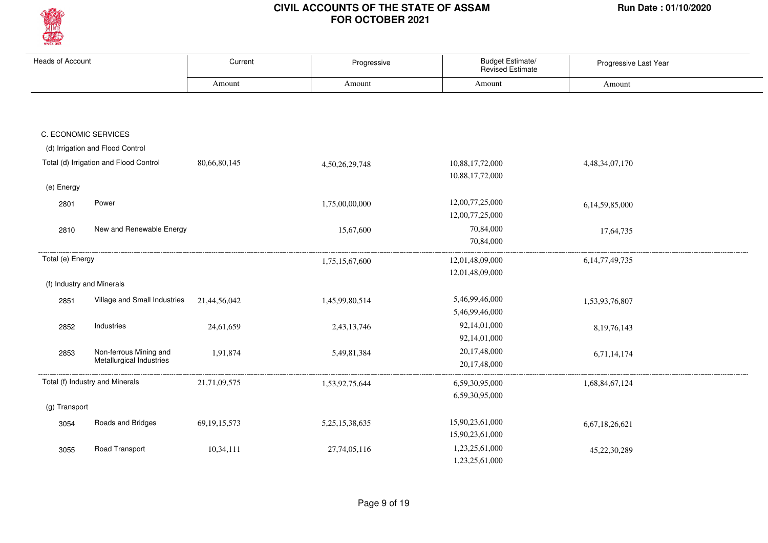# CIVIL ACCOUNTS OF THE STATE OF ASSAM
## FOR OCTOBER 2021

Run Date : 01/10/2020

| Heads of Account | | Current | Progressive | Budget Estimate/ Revised Estimate | Progressive Last Year |
|---|---|---|---|---|---|
| | | Amount | Amount | Amount | Amount |
| C. ECONOMIC SERVICES | | | | | |
| (d) Irrigation and Flood Control | | | | | |
| Total (d) Irrigation and Flood Control | | 80,66,80,145 | 4,50,26,29,748 | 10,88,17,72,000<br>10,88,17,72,000 | 4,48,34,07,170 |
| (e) Energy | | | | | |
| 2801 | Power | | 1,75,00,00,000 | 12,00,77,25,000<br>12,00,77,25,000 | 6,14,59,85,000 |
| 2810 | New and Renewable Energy | | 15,67,600 | 70,84,000<br>70,84,000 | 17,64,735 |
| Total (e) Energy | | | 1,75,15,67,600 | 12,01,48,09,000<br>12,01,48,09,000 | 6,14,77,49,735 |
| (f) Industry and Minerals | | | | | |
| 2851 | Village and Small Industries | 21,44,56,042 | 1,45,99,80,514 | 5,46,99,46,000<br>5,46,99,46,000 | 1,53,93,76,807 |
| 2852 | Industries | 24,61,659 | 2,43,13,746 | 92,14,01,000<br>92,14,01,000 | 8,19,76,143 |
| 2853 | Non-ferrous Mining and Metallurgical Industries | 1,91,874 | 5,49,81,384 | 20,17,48,000<br>20,17,48,000 | 6,71,14,174 |
| Total (f) Industry and Minerals | | 21,71,09,575 | 1,53,92,75,644 | 6,59,30,95,000<br>6,59,30,95,000 | 1,68,84,67,124 |
| (g) Transport | | | | | |
| 3054 | Roads and Bridges | 69,19,15,573 | 5,25,15,38,635 | 15,90,23,61,000<br>15,90,23,61,000 | 6,67,18,26,621 |
| 3055 | Road Transport | 10,34,111 | 27,74,05,116 | 1,23,25,61,000<br>1,23,25,61,000 | 45,22,30,289 |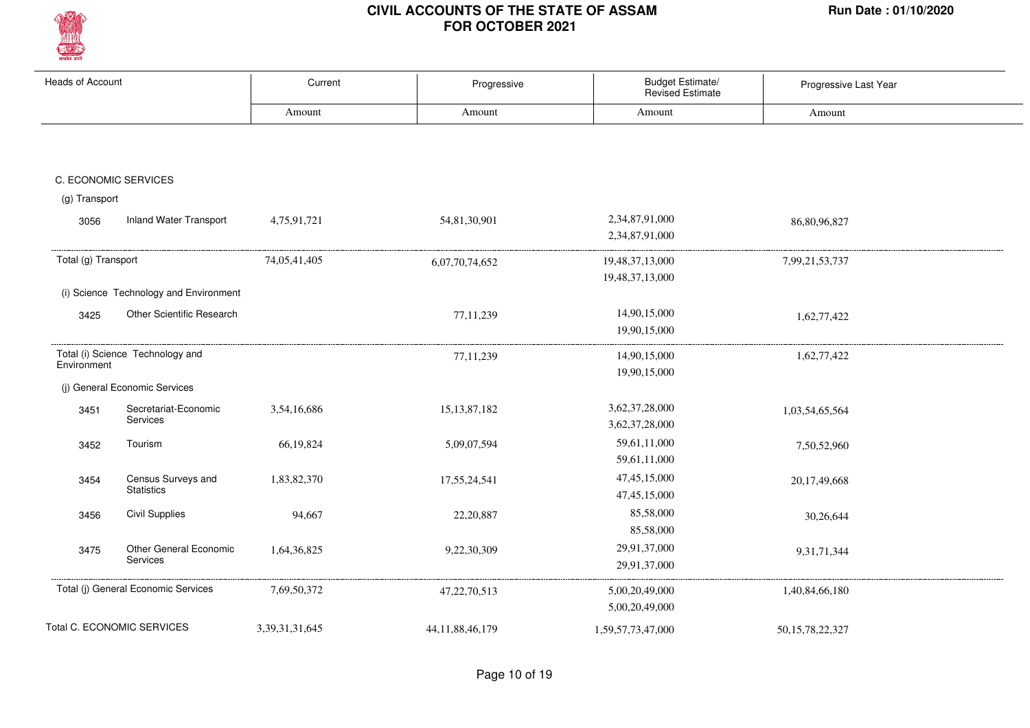# CIVIL ACCOUNTS OF THE STATE OF ASSAM
## FOR OCTOBER 2021

Run Date : 01/10/2020

| Heads of Account | | Current | Progressive | Budget Estimate/ Revised Estimate | Progressive Last Year |
|---|---|---|---|---|---|
| | | Amount | Amount | Amount | Amount |
| C. ECONOMIC SERVICES | | | | | |
| (g) Transport | | | | | |
| 3056 | Inland Water Transport | 4,75,91,721 | 54,81,30,901 | 2,34,87,91,000<br>2,34,87,91,000 | 86,80,96,827 |
| Total (g) Transport | | 74,05,41,405 | 6,07,70,74,652 | 19,48,37,13,000<br>19,48,37,13,000 | 7,99,21,53,737 |
| (i) Science Technology and Environment | | | | | |
| 3425 | Other Scientific Research | | 77,11,239 | 14,90,15,000<br>19,90,15,000 | 1,62,77,422 |
| Total (i) Science Technology and Environment | | | 77,11,239 | 14,90,15,000<br>19,90,15,000 | 1,62,77,422 |
| (j) General Economic Services | | | | | |
| 3451 | Secretariat-Economic Services | 3,54,16,686 | 15,13,87,182 | 3,62,37,28,000<br>3,62,37,28,000 | 1,03,54,65,564 |
| 3452 | Tourism | 66,19,824 | 5,09,07,594 | 59,61,11,000<br>59,61,11,000 | 7,50,52,960 |
| 3454 | Census Surveys and Statistics | 1,83,82,370 | 17,55,24,541 | 47,45,15,000<br>47,45,15,000 | 20,17,49,668 |
| 3456 | Civil Supplies | 94,667 | 22,20,887 | 85,58,000<br>85,58,000 | 30,26,644 |
| 3475 | Other General Economic Services | 1,64,36,825 | 9,22,30,309 | 29,91,37,000<br>29,91,37,000 | 9,31,71,344 |
| Total (j) General Economic Services | | 7,69,50,372 | 47,22,70,513 | 5,00,20,49,000<br>5,00,20,49,000 | 1,40,84,66,180 |
| Total C. ECONOMIC SERVICES | | 3,39,31,31,645 | 44,11,88,46,179 | 1,59,57,73,47,000 | 50,15,78,22,327 |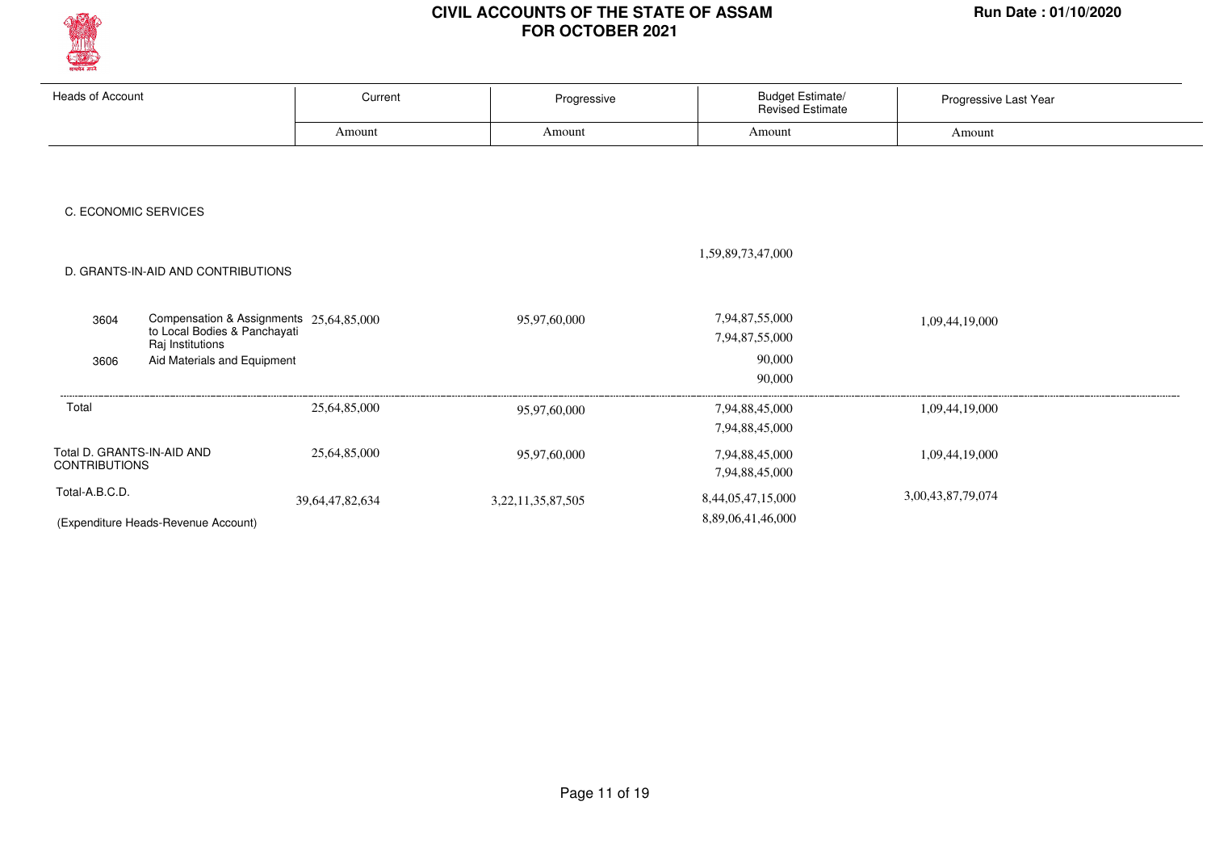# CIVIL ACCOUNTS OF THE STATE OF ASSAM
## FOR OCTOBER 2021

Run Date : 01/10/2020

| Heads of Account | | Current | Progressive | Budget Estimate/ Revised Estimate | Progressive Last Year |
|---|---|---|---|---|---|
| | | Amount | Amount | Amount | Amount |
| C. ECONOMIC SERVICES | | | | | |
| | | | | 1,59,89,73,47,000 | |
| D. GRANTS-IN-AID AND CONTRIBUTIONS | | | | | |
| 3604 | Compensation & Assignments to Local Bodies & Panchayati Raj Institutions | 25,64,85,000 | 95,97,60,000 | 7,94,87,55,000<br>7,94,87,55,000 | 1,09,44,19,000 |
| 3606 | Aid Materials and Equipment | | | 90,000<br>90,000 | |
| Total | | 25,64,85,000 | 95,97,60,000 | 7,94,88,45,000<br>7,94,88,45,000 | 1,09,44,19,000 |
| Total D. GRANTS-IN-AID AND CONTRIBUTIONS | | 25,64,85,000 | 95,97,60,000 | 7,94,88,45,000<br>7,94,88,45,000 | 1,09,44,19,000 |
| Total-A.B.C.D. | | 39,64,47,82,634 | 3,22,11,35,87,505 | 8,44,05,47,15,000<br>8,89,06,41,46,000 | 3,00,43,87,79,074 |
| (Expenditure Heads-Revenue Account) | | | | | |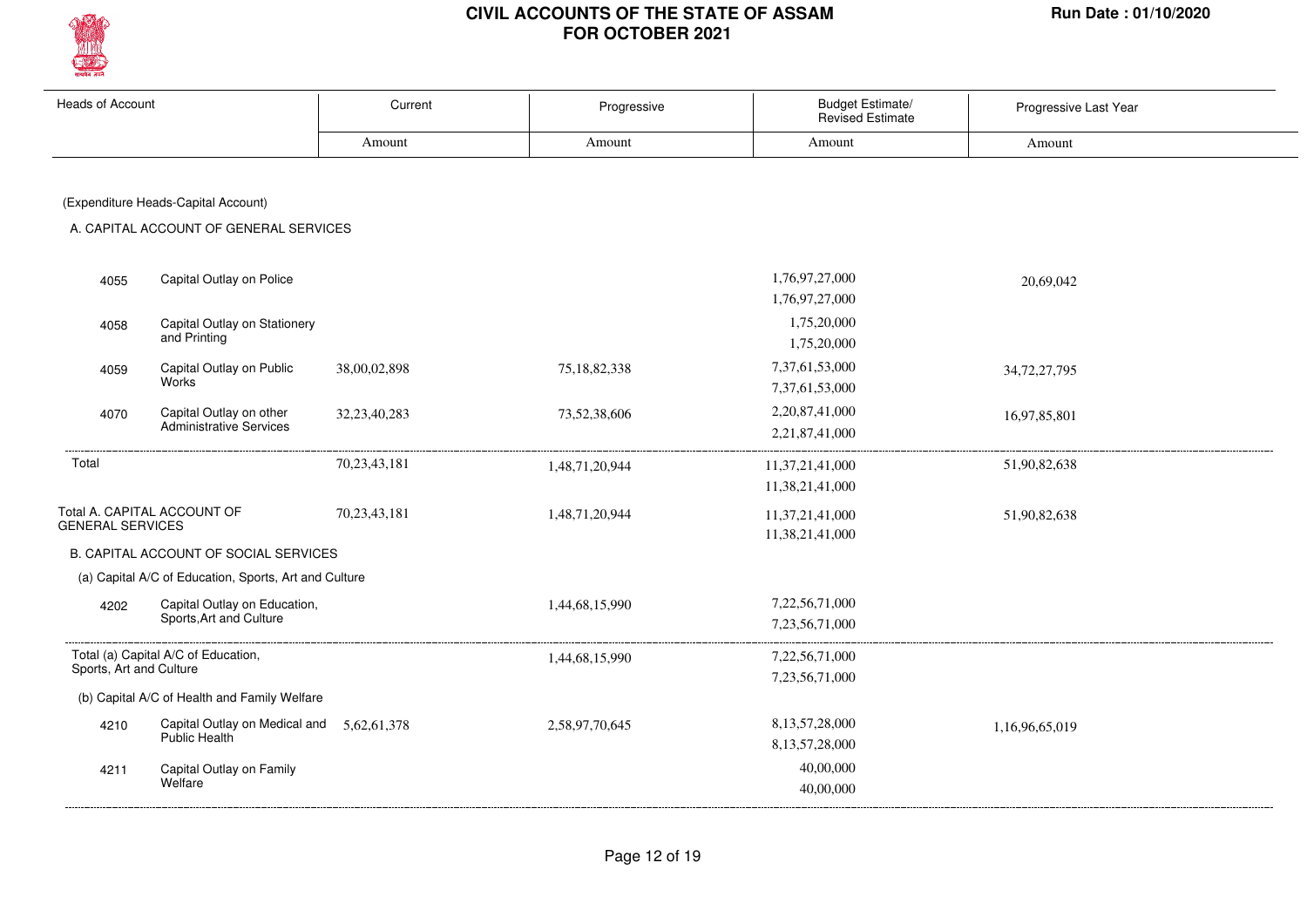# CIVIL ACCOUNTS OF THE STATE OF ASSAM
## FOR OCTOBER 2021

Run Date : 01/10/2020

| Heads of Account | | Current | Progressive | Budget Estimate/ Revised Estimate | Progressive Last Year |
|---|---|---|---|---|---|
| | | Amount | Amount | Amount | Amount |
| (Expenditure Heads-Capital Account) | | | | | |
| A. CAPITAL ACCOUNT OF GENERAL SERVICES | | | | | |
| 4055 | Capital Outlay on Police | | | 1,76,97,27,000<br>1,76,97,27,000 | 20,69,042 |
| 4058 | Capital Outlay on Stationery and Printing | | | 1,75,20,000<br>1,75,20,000 | |
| 4059 | Capital Outlay on Public Works | 38,00,02,898 | 75,18,82,338 | 7,37,61,53,000<br>7,37,61,53,000 | 34,72,27,795 |
| 4070 | Capital Outlay on other Administrative Services | 32,23,40,283 | 73,52,38,606 | 2,20,87,41,000<br>2,21,87,41,000 | 16,97,85,801 |
| Total | | 70,23,43,181 | 1,48,71,20,944 | 11,37,21,41,000<br>11,38,21,41,000 | 51,90,82,638 |
| Total A. CAPITAL ACCOUNT OF GENERAL SERVICES | | 70,23,43,181 | 1,48,71,20,944 | 11,37,21,41,000<br>11,38,21,41,000 | 51,90,82,638 |
| B. CAPITAL ACCOUNT OF SOCIAL SERVICES | | | | | |
| (a) Capital A/C of Education, Sports, Art and Culture | | | | | |
| 4202 | Capital Outlay on Education, Sports,Art and Culture | | 1,44,68,15,990 | 7,22,56,71,000<br>7,23,56,71,000 | |
| Total (a) Capital A/C of Education, Sports, Art and Culture | | | 1,44,68,15,990 | 7,22,56,71,000<br>7,23,56,71,000 | |
| (b) Capital A/C of Health and Family Welfare | | | | | |
| 4210 | Capital Outlay on Medical and Public Health | 5,62,61,378 | 2,58,97,70,645 | 8,13,57,28,000<br>8,13,57,28,000 | 1,16,96,65,019 |
| 4211 | Capital Outlay on Family Welfare | | | 40,00,000<br>40,00,000 | |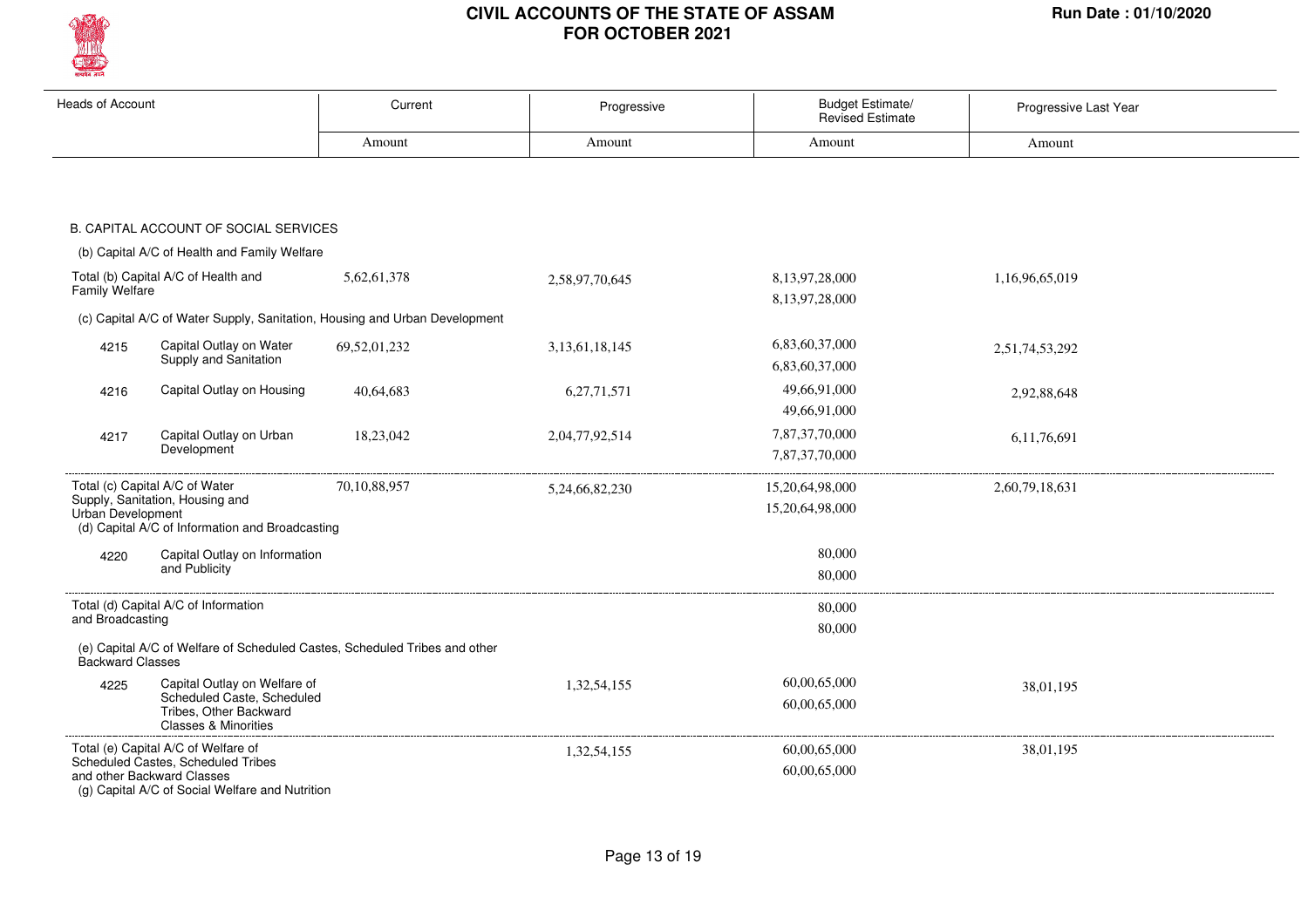| Heads of Account | | Current | Progressive | Budget Estimate/ Revised Estimate | Progressive Last Year |
|---|---|---|---|---|---|
| | | Amount | Amount | Amount | Amount |
| B. CAPITAL ACCOUNT OF SOCIAL SERVICES | | | | | |
| (b) Capital A/C of Health and Family Welfare | | | | | |
| Total (b) Capital A/C of Health and Family Welfare | | 5,62,61,378 | 2,58,97,70,645 | 8,13,97,28,000<br>8,13,97,28,000 | 1,16,96,65,019 |
| (c) Capital A/C of Water Supply, Sanitation, Housing and Urban Development | | | | | |
| 4215 | Capital Outlay on Water Supply and Sanitation | 69,52,01,232 | 3,13,61,18,145 | 6,83,60,37,000<br>6,83,60,37,000 | 2,51,74,53,292 |
| 4216 | Capital Outlay on Housing | 40,64,683 | 6,27,71,571 | 49,66,91,000<br>49,66,91,000 | 2,92,88,648 |
| 4217 | Capital Outlay on Urban Development | 18,23,042 | 2,04,77,92,514 | 7,87,37,70,000<br>7,87,37,70,000 | 6,11,76,691 |
| Total (c) Capital A/C of Water Supply, Sanitation, Housing and Urban Development | | 70,10,88,957 | 5,24,66,82,230 | 15,20,64,98,000<br>15,20,64,98,000 | 2,60,79,18,631 |
| (d) Capital A/C of Information and Broadcasting | | | | | |
| 4220 | Capital Outlay on Information and Publicity | | | 80,000<br>80,000 | |
| Total (d) Capital A/C of Information and Broadcasting | | | | 80,000<br>80,000 | |
| (e) Capital A/C of Welfare of Scheduled Castes, Scheduled Tribes and other Backward Classes | | | | | |
| 4225 | Capital Outlay on Welfare of Scheduled Caste, Scheduled Tribes, Other Backward Classes & Minorities | | 1,32,54,155 | 60,00,65,000<br>60,00,65,000 | 38,01,195 |
| Total (e) Capital A/C of Welfare of Scheduled Castes, Scheduled Tribes and other Backward Classes | | | 1,32,54,155 | 60,00,65,000<br>60,00,65,000 | 38,01,195 |
| (g) Capital A/C of Social Welfare and Nutrition | | | | | |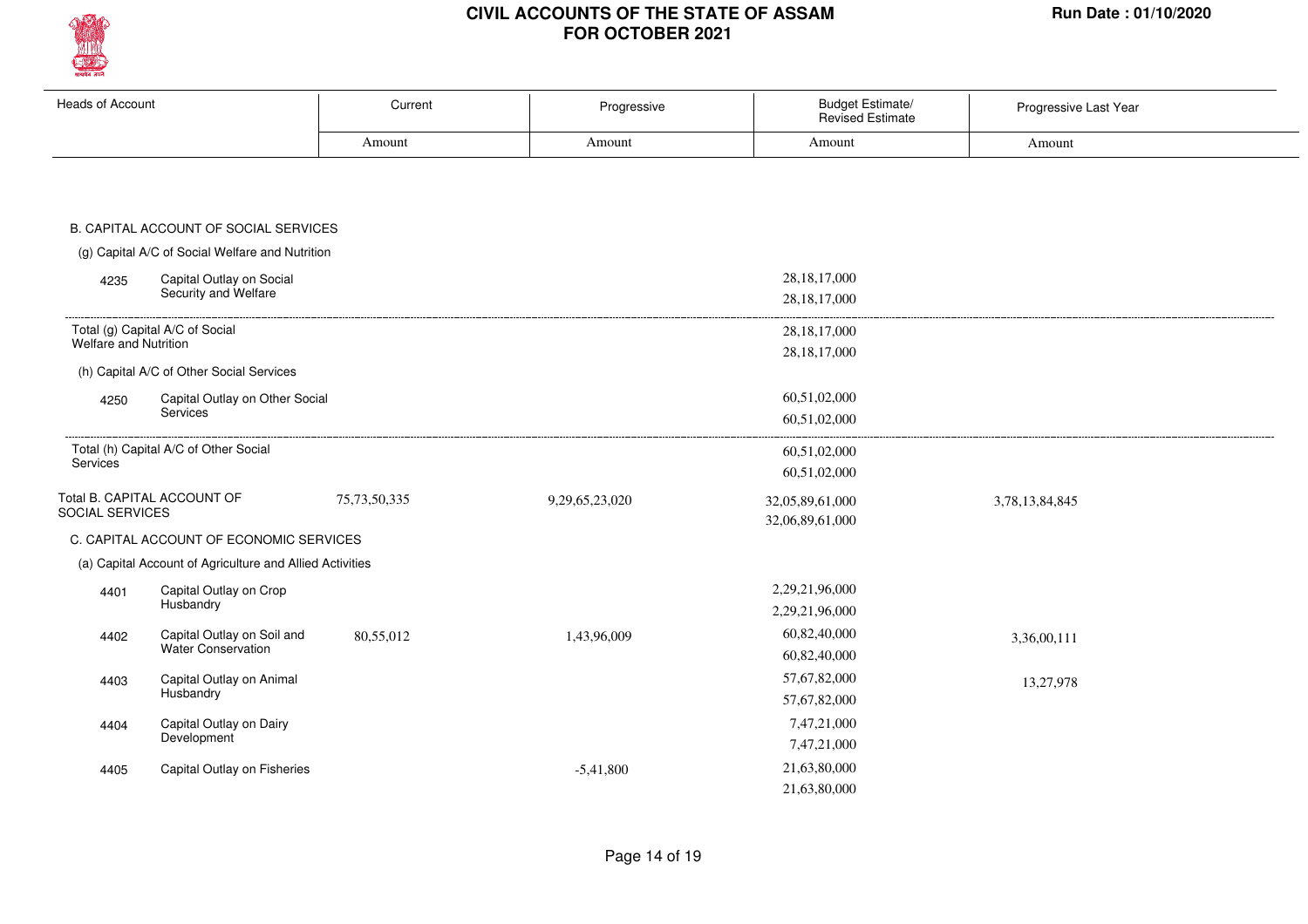# CIVIL ACCOUNTS OF THE STATE OF ASSAM
## FOR OCTOBER 2021

Run Date : 01/10/2020

| Heads of Account | | Current | Progressive | Budget Estimate/ Revised Estimate | Progressive Last Year |
|---|---|---|---|---|---|
| | | Amount | Amount | Amount | Amount |
| B. CAPITAL ACCOUNT OF SOCIAL SERVICES | | | | | |
| (g) Capital A/C of Social Welfare and Nutrition | | | | | |
| 4235 | Capital Outlay on Social Security and Welfare | | | 28,18,17,000<br>28,18,17,000 | |
| Total (g) Capital A/C of Social Welfare and Nutrition | | | | 28,18,17,000<br>28,18,17,000 | |
| (h) Capital A/C of Other Social Services | | | | | |
| 4250 | Capital Outlay on Other Social Services | | | 60,51,02,000<br>60,51,02,000 | |
| Total (h) Capital A/C of Other Social Services | | | | 60,51,02,000<br>60,51,02,000 | |
| Total B. CAPITAL ACCOUNT OF SOCIAL SERVICES | | 75,73,50,335 | 9,29,65,23,020 | 32,05,89,61,000<br>32,06,89,61,000 | 3,78,13,84,845 |
| C. CAPITAL ACCOUNT OF ECONOMIC SERVICES | | | | | |
| (a) Capital Account of Agriculture and Allied Activities | | | | | |
| 4401 | Capital Outlay on Crop Husbandry | | | 2,29,21,96,000<br>2,29,21,96,000 | |
| 4402 | Capital Outlay on Soil and Water Conservation | 80,55,012 | 1,43,96,009 | 60,82,40,000<br>60,82,40,000 | 3,36,00,111 |
| 4403 | Capital Outlay on Animal Husbandry | | | 57,67,82,000<br>57,67,82,000 | 13,27,978 |
| 4404 | Capital Outlay on Dairy Development | | | 7,47,21,000<br>7,47,21,000 | |
| 4405 | Capital Outlay on Fisheries | | -5,41,800 | 21,63,80,000<br>21,63,80,000 | |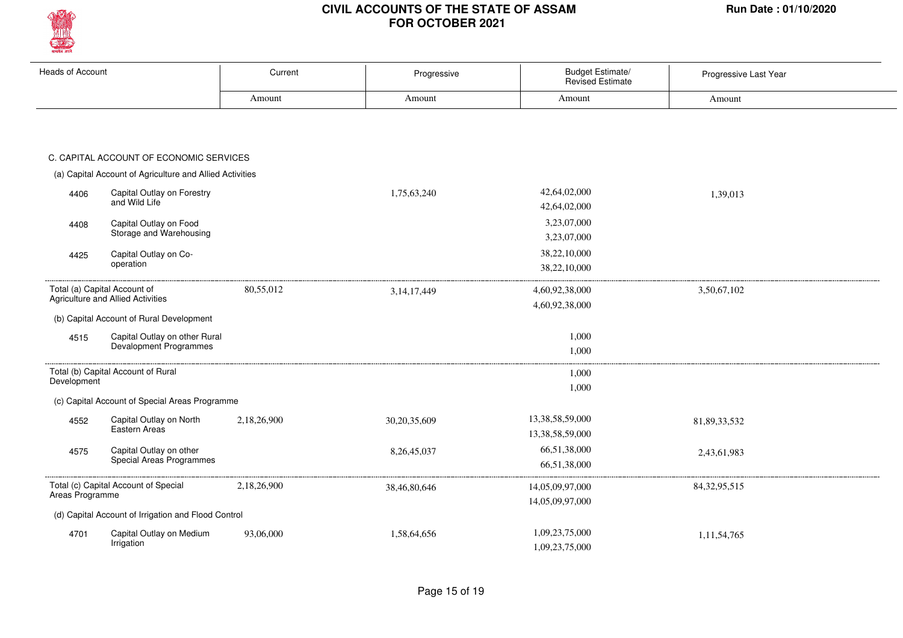| Heads of Account | | Current Amount | Progressive Amount | Budget Estimate/ Revised Estimate Amount | Progressive Last Year Amount |
|---|---|---|---|---|---|
| **C. CAPITAL ACCOUNT OF ECONOMIC SERVICES** | | | | | |
| (a) Capital Account of Agriculture and Allied Activities | | | | | |
| 4406 | Capital Outlay on Forestry and Wild Life | | 1,75,63,240 | 42,64,02,000<br>42,64,02,000 | 1,39,013 |
| 4408 | Capital Outlay on Food Storage and Warehousing | | | 3,23,07,000<br>3,23,07,000 | |
| 4425 | Capital Outlay on Co-operation | | | 38,22,10,000<br>38,22,10,000 | |
| Total (a) Capital Account of Agriculture and Allied Activities | | 80,55,012 | 3,14,17,449 | 4,60,92,38,000<br>4,60,92,38,000 | 3,50,67,102 |
| (b) Capital Account of Rural Development | | | | | |
| 4515 | Capital Outlay on other Rural Development Programmes | | | 1,000<br>1,000 | |
| Total (b) Capital Account of Rural Development | | | | 1,000<br>1,000 | |
| (c) Capital Account of Special Areas Programme | | | | | |
| 4552 | Capital Outlay on North Eastern Areas | 2,18,26,900 | 30,20,35,609 | 13,38,58,59,000<br>13,38,58,59,000 | 81,89,33,532 |
| 4575 | Capital Outlay on other Special Areas Programmes | | 8,26,45,037 | 66,51,38,000<br>66,51,38,000 | 2,43,61,983 |
| Total (c) Capital Account of Special Areas Programme | | 2,18,26,900 | 38,46,80,646 | 14,05,09,97,000<br>14,05,09,97,000 | 84,32,95,515 |
| (d) Capital Account of Irrigation and Flood Control | | | | | |
| 4701 | Capital Outlay on Medium Irrigation | 93,06,000 | 1,58,64,656 | 1,09,23,75,000<br>1,09,23,75,000 | 1,11,54,765 |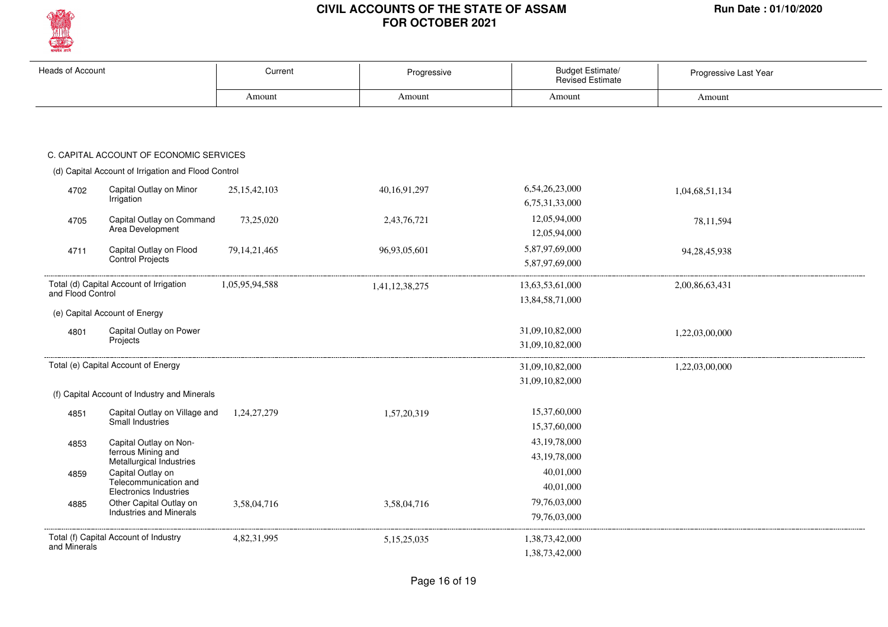| Heads of Account | | Current | Progressive | Budget Estimate/ Revised Estimate | Progressive Last Year |
|---|---|---|---|---|---|
| | | Amount | Amount | Amount | Amount |
| **C. CAPITAL ACCOUNT OF ECONOMIC SERVICES** | | | | | |
| (d) Capital Account of Irrigation and Flood Control | | | | | |
| 4702 | Capital Outlay on Minor Irrigation | 25,15,42,103 | 40,16,91,297 | 6,54,26,23,000<br>6,75,31,33,000 | 1,04,68,51,134 |
| 4705 | Capital Outlay on Command Area Development | 73,25,020 | 2,43,76,721 | 12,05,94,000<br>12,05,94,000 | 78,11,594 |
| 4711 | Capital Outlay on Flood Control Projects | 79,14,21,465 | 96,93,05,601 | 5,87,97,69,000<br>5,87,97,69,000 | 94,28,45,938 |
| Total (d) Capital Account of Irrigation and Flood Control | | 1,05,95,94,588 | 1,41,12,38,275 | 13,63,53,61,000<br>13,84,58,71,000 | 2,00,86,63,431 |
| (e) Capital Account of Energy | | | | | |
| 4801 | Capital Outlay on Power Projects | | | 31,09,10,82,000<br>31,09,10,82,000 | 1,22,03,00,000 |
| Total (e) Capital Account of Energy | | | | 31,09,10,82,000<br>31,09,10,82,000 | 1,22,03,00,000 |
| (f) Capital Account of Industry and Minerals | | | | | |
| 4851 | Capital Outlay on Village and Small Industries | 1,24,27,279 | 1,57,20,319 | 15,37,60,000<br>15,37,60,000 | |
| 4853 | Capital Outlay on Non-ferrous Mining and Metallurgical Industries | | | 43,19,78,000<br>43,19,78,000 | |
| 4859 | Capital Outlay on Telecommunication and Electronics Industries | | | 40,01,000<br>40,01,000 | |
| 4885 | Other Capital Outlay on Industries and Minerals | 3,58,04,716 | 3,58,04,716 | 79,76,03,000<br>79,76,03,000 | |
| Total (f) Capital Account of Industry and Minerals | | 4,82,31,995 | 5,15,25,035 | 1,38,73,42,000<br>1,38,73,42,000 | |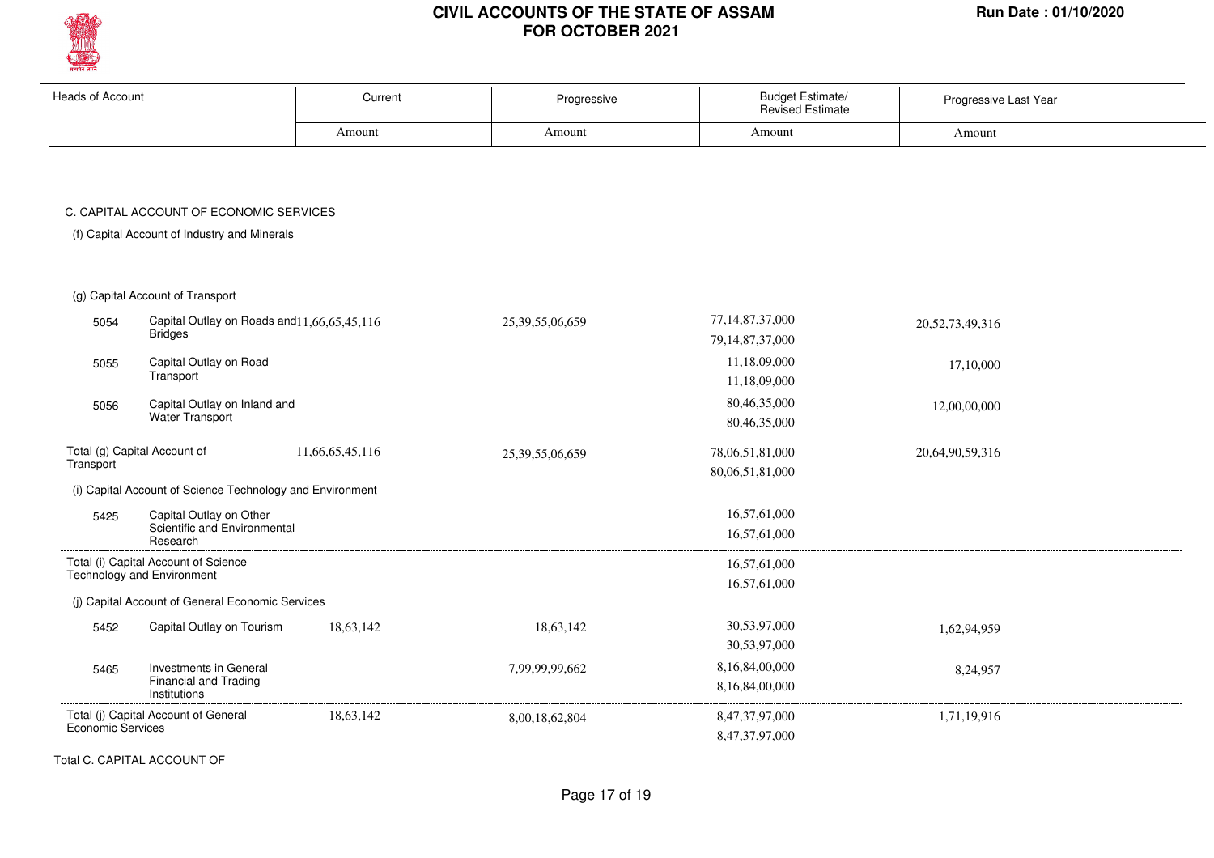| Heads of Account | | Current | Progressive | Budget Estimate/ Revised Estimate | Progressive Last Year |
|---|---|---|---|---|---|
| | | Amount | Amount | Amount | Amount |
| **C. CAPITAL ACCOUNT OF ECONOMIC SERVICES** | | | | | |
| (f) Capital Account of Industry and Minerals | | | | | |
| (g) Capital Account of Transport | | | | | |
| 5054 | Capital Outlay on Roads and Bridges | 11,66,65,45,116 | 25,39,55,06,659 | 77,14,87,37,000<br>79,14,87,37,000 | 20,52,73,49,316 |
| 5055 | Capital Outlay on Road Transport | | | 11,18,09,000<br>11,18,09,000 | 17,10,000 |
| 5056 | Capital Outlay on Inland and Water Transport | | | 80,46,35,000<br>80,46,35,000 | 12,00,00,000 |
| Total (g) Capital Account of Transport | | 11,66,65,45,116 | 25,39,55,06,659 | 78,06,51,81,000<br>80,06,51,81,000 | 20,64,90,59,316 |
| (i) Capital Account of Science Technology and Environment | | | | | |
| 5425 | Capital Outlay on Other Scientific and Environmental Research | | | 16,57,61,000<br>16,57,61,000 | |
| Total (i) Capital Account of Science Technology and Environment | | | | 16,57,61,000<br>16,57,61,000 | |
| (j) Capital Account of General Economic Services | | | | | |
| 5452 | Capital Outlay on Tourism | 18,63,142 | 18,63,142 | 30,53,97,000<br>30,53,97,000 | 1,62,94,959 |
| 5465 | Investments in General Financial and Trading Institutions | | 7,99,99,99,662 | 8,16,84,00,000<br>8,16,84,00,000 | 8,24,957 |
| Total (j) Capital Account of General Economic Services | | 18,63,142 | 8,00,18,62,804 | 8,47,37,97,000<br>8,47,37,97,000 | 1,71,19,916 |

Total C. CAPITAL ACCOUNT OF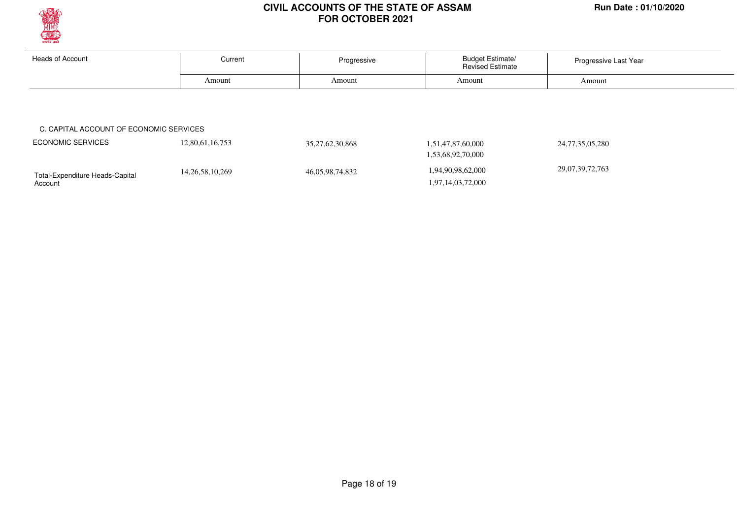# CIVIL ACCOUNTS OF THE STATE OF ASSAM
# FOR OCTOBER 2021

**Run Date : 01/10/2020**

| Heads of Account | Current | Progressive | Budget Estimate/ Revised Estimate | Progressive Last Year |
|---|---|---|---|---|
| | Amount | Amount | Amount | Amount |
| C. CAPITAL ACCOUNT OF ECONOMIC SERVICES | | | | |
| ECONOMIC SERVICES | 12,80,61,16,753 | 35,27,62,30,868 | 1,51,47,87,60,000<br>1,53,68,92,70,000 | 24,77,35,05,280 |
| Total-Expenditure Heads-Capital Account | 14,26,58,10,269 | 46,05,98,74,832 | 1,94,90,98,62,000<br>1,97,14,03,72,000 | 29,07,39,72,763 |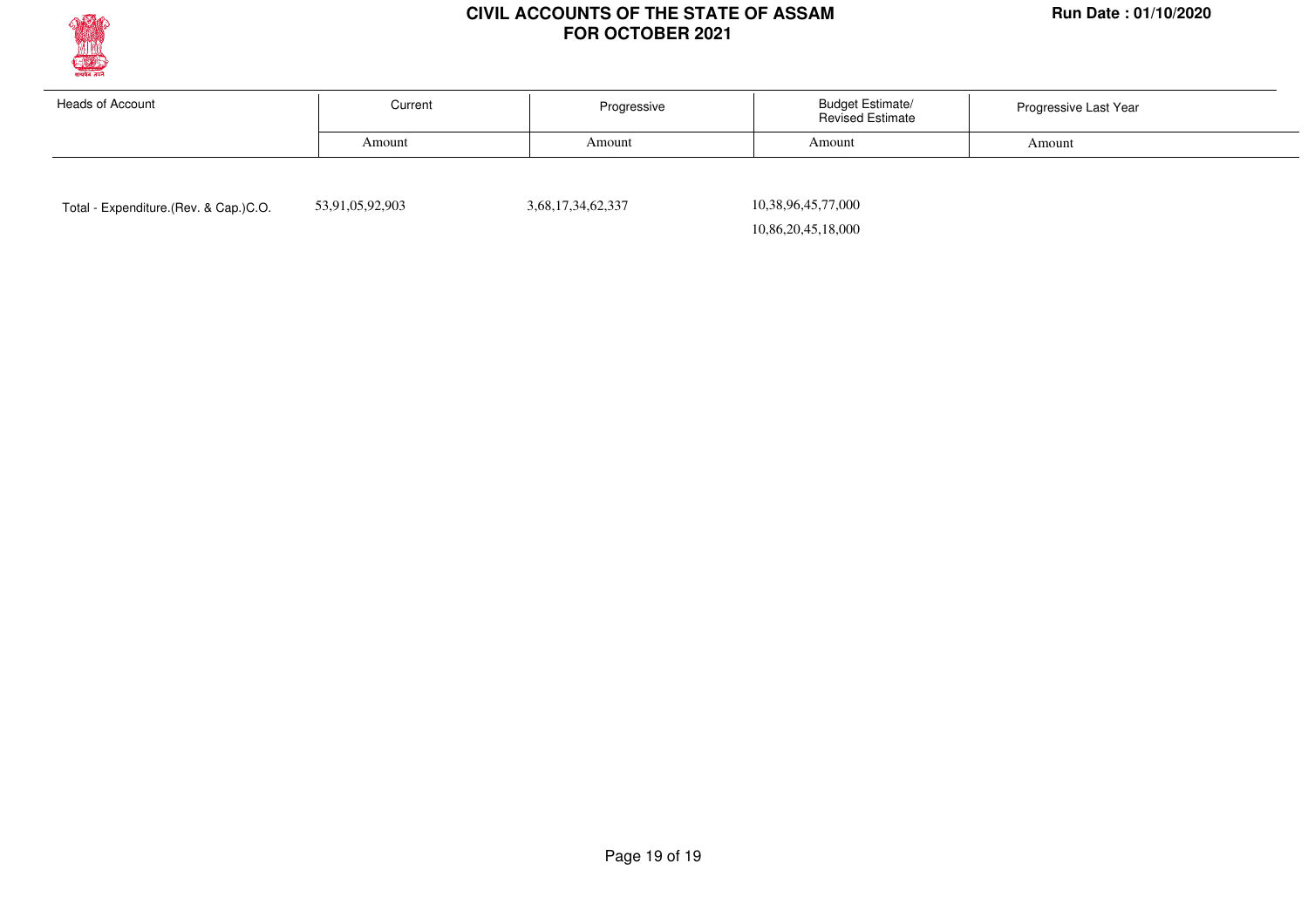# CIVIL ACCOUNTS OF THE STATE OF ASSAM
## FOR OCTOBER 2021

Run Date : 01/10/2020

| Heads of Account | Current | Progressive | Budget Estimate/ Revised Estimate | Progressive Last Year |
|---|---|---|---|---|
| | Amount | Amount | Amount | Amount |
| Total - Expenditure.(Rev. & Cap.)C.O. | 53,91,05,92,903 | 3,68,17,34,62,337 | 10,38,96,45,77,000 | |
| | | | 10,86,20,45,18,000 | |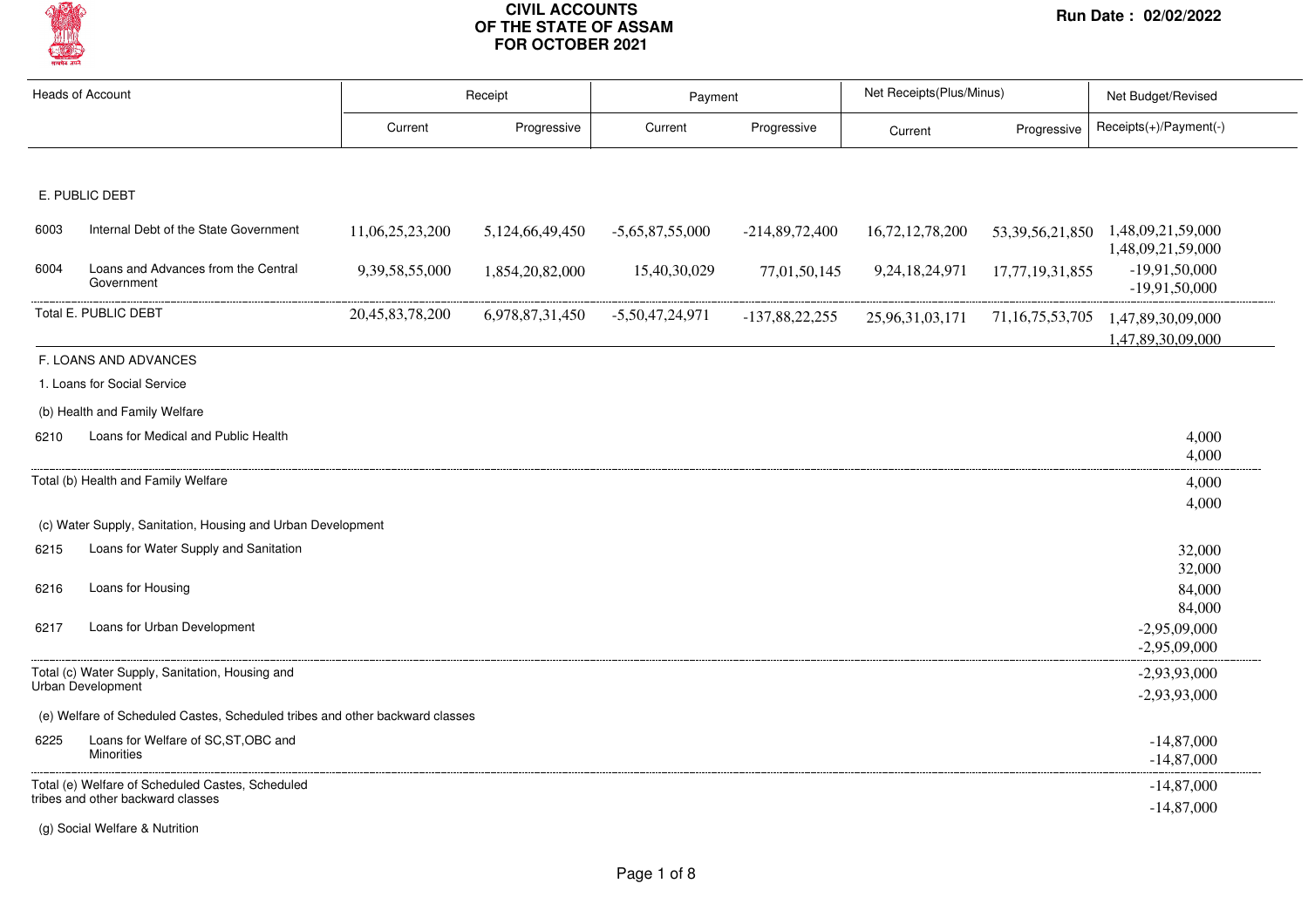# CIVIL ACCOUNTS OF THE STATE OF ASSAM FOR OCTOBER 2021

**Run Date : 02/02/2022**

| Heads of Account | | Receipt | | Payment | | Net Receipts(Plus/Minus) | | Net Budget/Revised |
|---|---|---|---|---|---|---|---|---|
| | | Current | Progressive | Current | Progressive | Current | Progressive | Receipts(+)/Payment(-) |
| **E. PUBLIC DEBT** | | | | | | | | |
| 6003 | Internal Debt of the State Government | 11,06,25,23,200 | 5,124,66,49,450 | -5,65,87,55,000 | -214,89,72,400 | 16,72,12,78,200 | 53,39,56,21,850 | 1,48,09,21,59,000<br>1,48,09,21,59,000 |
| 6004 | Loans and Advances from the Central Government | 9,39,58,55,000 | 1,854,20,82,000 | 15,40,30,029 | 77,01,50,145 | 9,24,18,24,971 | 17,77,19,31,855 | -19,91,50,000<br>-19,91,50,000 |
| Total E. PUBLIC DEBT | | 20,45,83,78,200 | 6978,87,31,450 | -5,50,47,24,971 | -137,88,22,255 | 25,96,31,03,171 | 71,16,75,53,705 | 1,47,89,30,09,000<br>1,47,89,30,09,000 |
| **F. LOANS AND ADVANCES** | | | | | | | | |
| 1. Loans for Social Service | | | | | | | | |
| (b) Health and Family Welfare | | | | | | | | |
| 6210 | Loans for Medical and Public Health | | | | | | | 4,000<br>4,000 |
| Total (b) Health and Family Welfare | | | | | | | | 4,000<br>4,000 |
| (c) Water Supply, Sanitation, Housing and Urban Development | | | | | | | | |
| 6215 | Loans for Water Supply and Sanitation | | | | | | | 32,000<br>32,000 |
| 6216 | Loans for Housing | | | | | | | 84,000<br>84,000 |
| 6217 | Loans for Urban Development | | | | | | | -2,95,09,000<br>-2,95,09,000 |
| Total (c) Water Supply, Sanitation, Housing and Urban Development | | | | | | | | -2,93,93,000<br>-2,93,93,000 |
| (e) Welfare of Scheduled Castes, Scheduled tribes and other backward classes | | | | | | | | |
| 6225 | Loans for Welfare of SC,ST,OBC and Minorities | | | | | | | -14,87,000<br>-14,87,000 |
| Total (e) Welfare of Scheduled Castes, Scheduled tribes and other backward classes | | | | | | | | -14,87,000<br>-14,87,000 |
| (g) Social Welfare & Nutrition | | | | | | | | |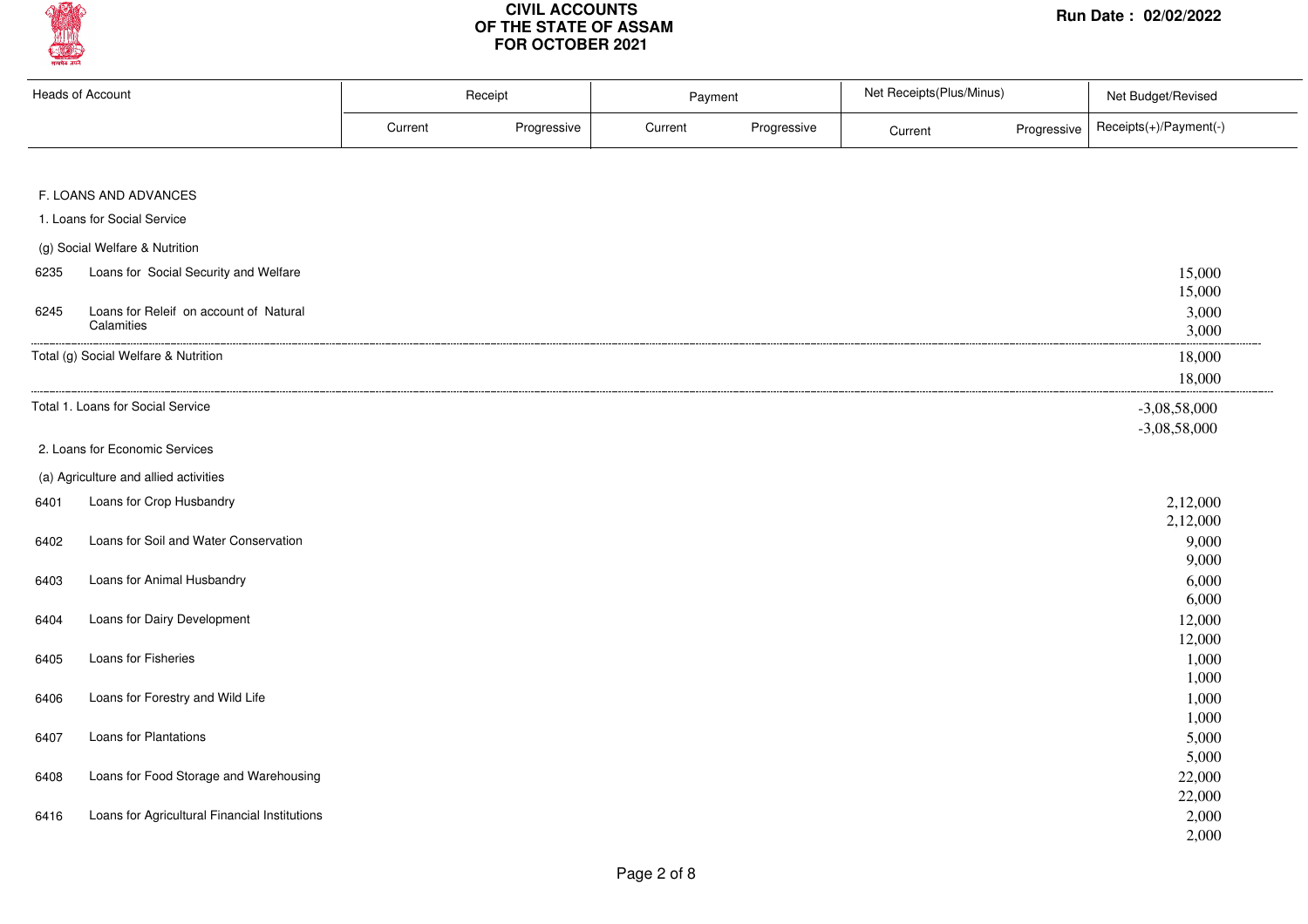# CIVIL ACCOUNTS OF THE STATE OF ASSAM FOR OCTOBER 2021

Run Date : 02/02/2022

| Heads of Account | | Receipt | | Payment | | Net Receipts(Plus/Minus) | | Net Budget/Revised |
|---|---|---|---|---|---|---|---|---|
| | | Current | Progressive | Current | Progressive | Current | Progressive | Receipts(+)/Payment(-) |
| F. LOANS AND ADVANCES | | | | | | | | |
| 1. Loans for Social Service | | | | | | | | |
| (g) Social Welfare & Nutrition | | | | | | | | |
| 6235 | Loans for Social Security and Welfare | | | | | | | 15,000<br>15,000 |
| 6245 | Loans for Releif on account of Natural Calamities | | | | | | | 3,000<br>3,000 |
| Total (g) Social Welfare & Nutrition | | | | | | | | 18,000<br>18,000 |
| Total 1. Loans for Social Service | | | | | | | | -3,08,58,000<br>-3,08,58,000 |
| 2. Loans for Economic Services | | | | | | | | |
| (a) Agriculture and allied activities | | | | | | | | |
| 6401 | Loans for Crop Husbandry | | | | | | | 2,12,000<br>2,12,000 |
| 6402 | Loans for Soil and Water Conservation | | | | | | | 9,000<br>9,000 |
| 6403 | Loans for Animal Husbandry | | | | | | | 6,000<br>6,000 |
| 6404 | Loans for Dairy Development | | | | | | | 12,000<br>12,000 |
| 6405 | Loans for Fisheries | | | | | | | 1,000<br>1,000 |
| 6406 | Loans for Forestry and Wild Life | | | | | | | 1,000<br>1,000 |
| 6407 | Loans for Plantations | | | | | | | 5,000<br>5,000 |
| 6408 | Loans for Food Storage and Warehousing | | | | | | | 22,000<br>22,000 |
| 6416 | Loans for Agricultural Financial Institutions | | | | | | | 2,000<br>2,000 |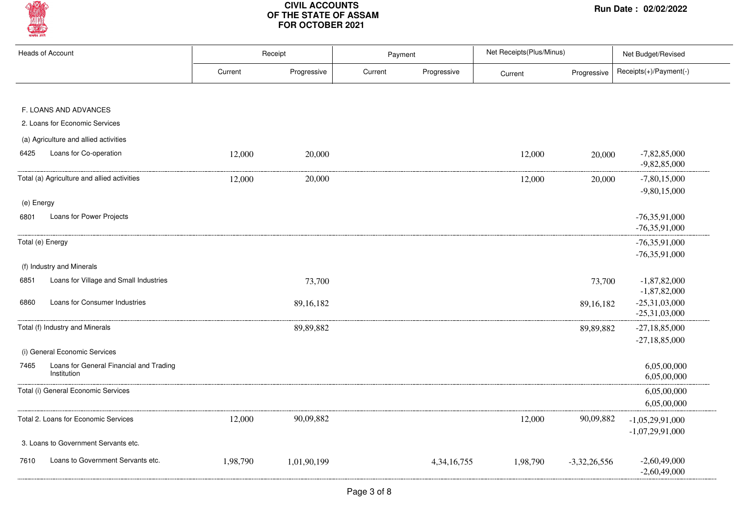# CIVIL ACCOUNTS OF THE STATE OF ASSAM FOR OCTOBER 2021

Run Date : 02/02/2022

| Heads of Account | Receipt | | Payment | | Net Receipts(Plus/Minus) | | Net Budget/Revised |
|---|---|---|---|---|---|---|---|
| | Current | Progressive | Current | Progressive | Current | Progressive | Receipts(+)/Payment(-) |
| **F. LOANS AND ADVANCES** | | | | | | | |
| 2. Loans for Economic Services | | | | | | | |
| (a) Agriculture and allied activities | | | | | | | |
| 6425 Loans for Co-operation | 12,000 | 20,000 | | | 12,000 | 20,000 | -7,82,85,000<br>-9,82,85,000 |
| Total (a) Agriculture and allied activities | 12,000 | 20,000 | | | 12,000 | 20,000 | -7,80,15,000<br>-9,80,15,000 |
| (e) Energy | | | | | | | |
| 6801 Loans for Power Projects | | | | | | | -76,35,91,000<br>-76,35,91,000 |
| Total (e) Energy | | | | | | | -76,35,91,000<br>-76,35,91,000 |
| (f) Industry and Minerals | | | | | | | |
| 6851 Loans for Village and Small Industries | | 73,700 | | | | 73,700 | -1,87,82,000<br>-1,87,82,000 |
| 6860 Loans for Consumer Industries | | 89,16,182 | | | | 89,16,182 | -25,31,03,000<br>-25,31,03,000 |
| Total (f) Industry and Minerals | | 89,89,882 | | | | 89,89,882 | -27,18,85,000<br>-27,18,85,000 |
| (i) General Economic Services | | | | | | | |
| 7465 Loans for General Financial and Trading Institution | | | | | | | 6,05,00,000<br>6,05,00,000 |
| Total (i) General Economic Services | | | | | | | 6,05,00,000<br>6,05,00,000 |
| Total 2. Loans for Economic Services | 12,000 | 90,09,882 | | | 12,000 | 90,09,882 | -1,05,29,91,000<br>-1,07,29,91,000 |
| 3. Loans to Government Servants etc. | | | | | | | |
| 7610 Loans to Government Servants etc. | 1,98,790 | 1,01,90,199 | | 4,34,16,755 | 1,98,790 | -3,32,26,556 | -2,60,49,000<br>-2,60,49,000 |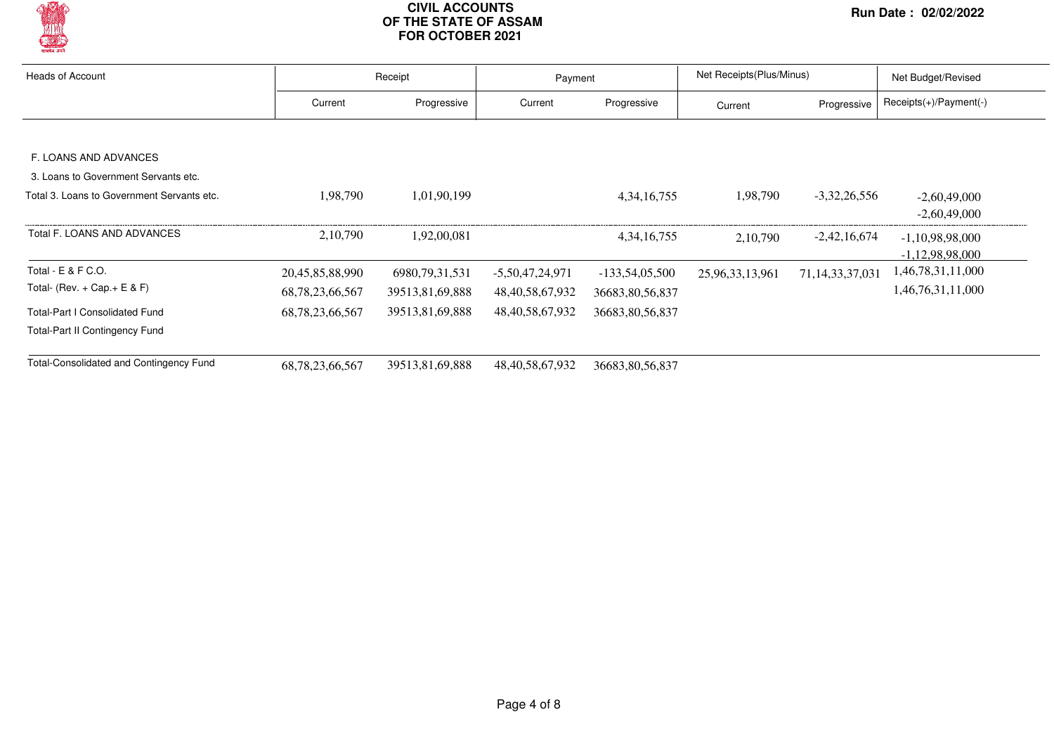# CIVIL ACCOUNTS OF THE STATE OF ASSAM FOR OCTOBER 2021

Run Date : 02/02/2022

| Heads of Account | Receipt | | Payment | | Net Receipts(Plus/Minus) | | Net Budget/Revised |
|---|---|---|---|---|---|---|---|
| | Current | Progressive | Current | Progressive | Current | Progressive | Receipts(+)/Payment(-) |
| F. LOANS AND ADVANCES | | | | | | | |
| 3. Loans to Government Servants etc. | | | | | | | |
| Total 3. Loans to Government Servants etc. | 1,98,790 | 1,01,90,199 | | 4,34,16,755 | 1,98,790 | -3,32,26,556 | -2,60,49,000<br>-2,60,49,000 |
| Total F. LOANS AND ADVANCES | 2,10,790 | 1,92,00,081 | | 4,34,16,755 | 2,10,790 | -2,42,16,674 | -1,10,98,98,000<br>-1,12,98,98,000 |
| Total - E & F C.O. | 20,45,85,88,990 | 6980,79,31,531 | -5,50,47,24,971 | -133,54,05,500 | 25,96,33,13,961 | 71,14,33,37,031 | 1,46,78,31,11,000 |
| Total- (Rev. + Cap.+ E & F) | 68,78,23,66,567 | 39513,81,69,888 | 48,40,58,67,932 | 36683,80,56,837 | | | 1,46,76,31,11,000 |
| Total-Part I Consolidated Fund | 68,78,23,66,567 | 39513,81,69,888 | 48,40,58,67,932 | 36683,80,56,837 | | | |
| Total-Part II Contingency Fund | | | | | | | |
| Total-Consolidated and Contingency Fund | 68,78,23,66,567 | 39513,81,69,888 | 48,40,58,67,932 | 36683,80,56,837 | | | |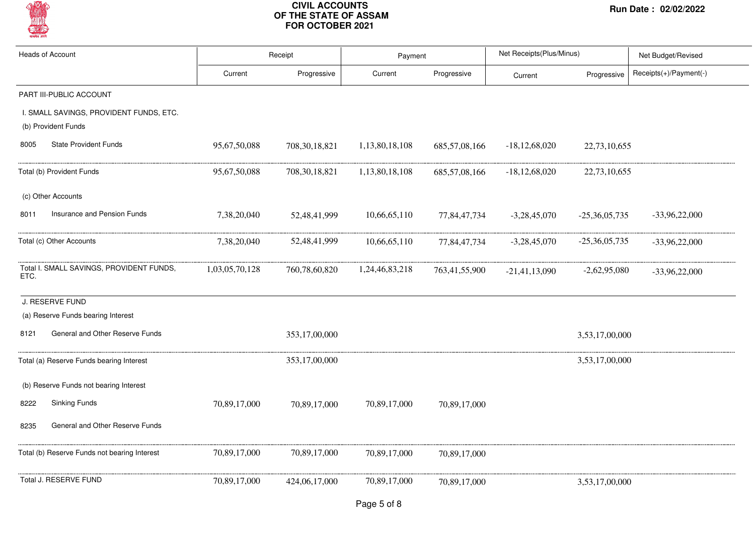# CIVIL ACCOUNTS OF THE STATE OF ASSAM FOR OCTOBER 2021

Run Date : 02/02/2022

| Heads of Account | Receipt | | Payment | | Net Receipts(Plus/Minus) | | Net Budget/Revised |
|---|---|---|---|---|---|---|---|
| | Current | Progressive | Current | Progressive | Current | Progressive | Receipts(+)/Payment(-) |
| PART III-PUBLIC ACCOUNT | | | | | | | |
| I. SMALL SAVINGS, PROVIDENT FUNDS, ETC. | | | | | | | |
| (b) Provident Funds | | | | | | | |
| 8005 State Provident Funds | 95,67,50,088 | 708,30,18,821 | 1,13,80,18,108 | 685,57,08,166 | -18,12,68,020 | 22,73,10,655 | |
| Total (b) Provident Funds | 95,67,50,088 | 708,30,18,821 | 1,13,80,18,108 | 685,57,08,166 | -18,12,68,020 | 22,73,10,655 | |
| (c) Other Accounts | | | | | | | |
| 8011 Insurance and Pension Funds | 7,38,20,040 | 52,48,41,999 | 10,66,65,110 | 77,84,47,734 | -3,28,45,070 | -25,36,05,735 | -33,96,22,000 |
| Total (c) Other Accounts | 7,38,20,040 | 52,48,41,999 | 10,66,65,110 | 77,84,47,734 | -3,28,45,070 | -25,36,05,735 | -33,96,22,000 |
| Total I. SMALL SAVINGS, PROVIDENT FUNDS, ETC. | 1,03,05,70,128 | 760,78,60,820 | 1,24,46,83,218 | 763,41,55,900 | -21,41,13,090 | -2,62,95,080 | -33,96,22,000 |
| J. RESERVE FUND | | | | | | | |
| (a) Reserve Funds bearing Interest | | | | | | | |
| 8121 General and Other Reserve Funds | | 353,17,00,000 | | | | 3,53,17,00,000 | |
| Total (a) Reserve Funds bearing Interest | | 353,17,00,000 | | | | 3,53,17,00,000 | |
| (b) Reserve Funds not bearing Interest | | | | | | | |
| 8222 Sinking Funds | 70,89,17,000 | 70,89,17,000 | 70,89,17,000 | 70,89,17,000 | | | |
| 8235 General and Other Reserve Funds | | | | | | | |
| Total (b) Reserve Funds not bearing Interest | 70,89,17,000 | 70,89,17,000 | 70,89,17,000 | 70,89,17,000 | | | |
| Total J. RESERVE FUND | 70,89,17,000 | 424,06,17,000 | 70,89,17,000 | 70,89,17,000 | | 3,53,17,00,000 | |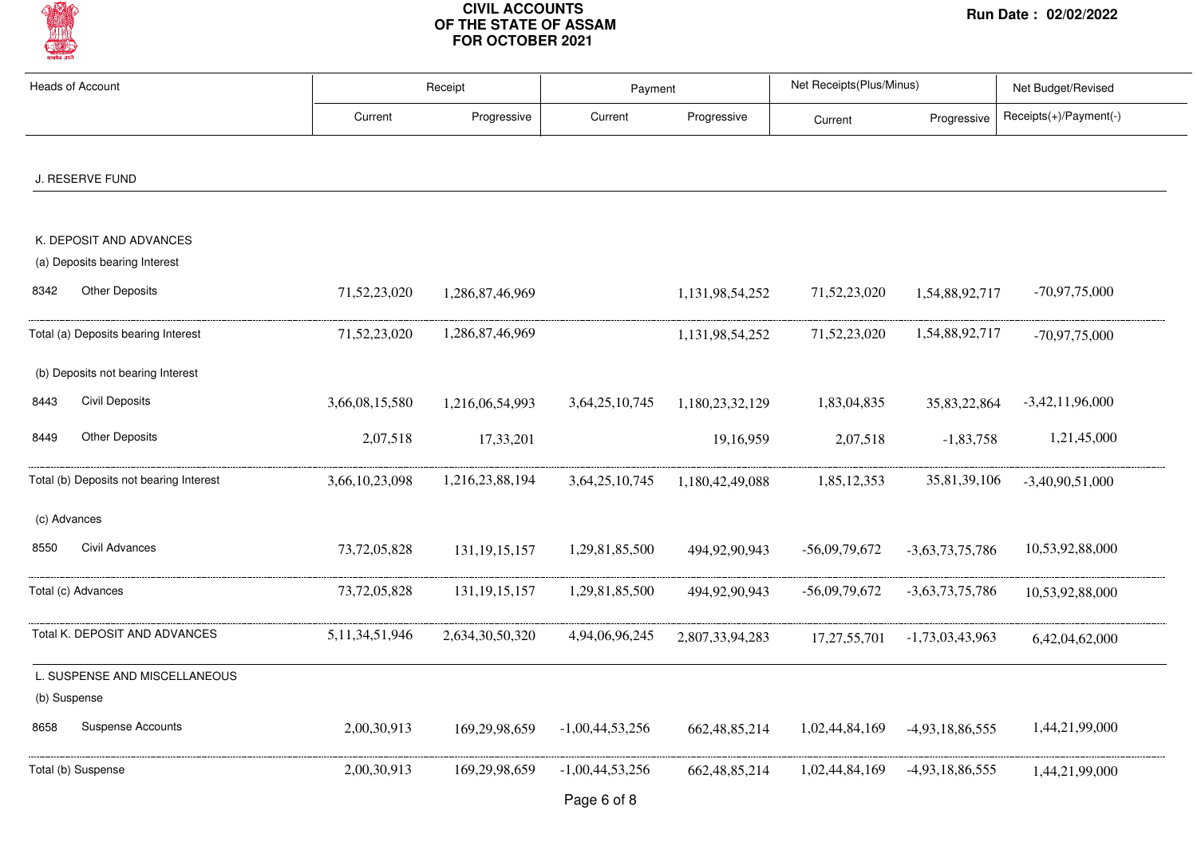# CIVIL ACCOUNTS OF THE STATE OF ASSAM FOR OCTOBER 2021

Run Date : 02/02/2022

| Heads of Account | | Receipt | | Payment | | Net Receipts(Plus/Minus) | | Net Budget/Revised |
|---|---|---|---|---|---|---|---|---|
| | | Current | Progressive | Current | Progressive | Current | Progressive | Receipts(+)/Payment(-) |
| **J. RESERVE FUND** | | | | | | | | |
| **K. DEPOSIT AND ADVANCES** | | | | | | | | |
| (a) Deposits bearing Interest | | | | | | | | |
| 8342 | Other Deposits | 71,52,23,020 | 1,286,87,46,969 | | 1,131,98,54,252 | 71,52,23,020 | 1,54,88,92,717 | -70,97,75,000 |
| Total (a) Deposits bearing Interest | | 71,52,23,020 | 1,286,87,46,969 | | 1,131,98,54,252 | 71,52,23,020 | 1,54,88,92,717 | -70,97,75,000 |
| (b) Deposits not bearing Interest | | | | | | | | |
| 8443 | Civil Deposits | 3,66,08,15,580 | 1,216,06,54,993 | 3,64,25,10,745 | 1,180,23,32,129 | 1,83,04,835 | 35,83,22,864 | -3,42,11,96,000 |
| 8449 | Other Deposits | 2,07,518 | 17,33,201 | | 19,16,959 | 2,07,518 | -1,83,758 | 1,21,45,000 |
| Total (b) Deposits not bearing Interest | | 3,66,10,23,098 | 1,216,23,88,194 | 3,64,25,10,745 | 1,180,42,49,088 | 1,85,12,353 | 35,81,39,106 | -3,40,90,51,000 |
| (c) Advances | | | | | | | | |
| 8550 | Civil Advances | 73,72,05,828 | 131,19,15,157 | 1,29,81,85,500 | 494,92,90,943 | -56,09,79,672 | -3,63,73,75,786 | 10,53,92,88,000 |
| Total (c) Advances | | 73,72,05,828 | 131,19,15,157 | 1,29,81,85,500 | 494,92,90,943 | -56,09,79,672 | -3,63,73,75,786 | 10,53,92,88,000 |
| Total K. DEPOSIT AND ADVANCES | | 5,11,34,51,946 | 2,634,30,50,320 | 4,94,06,96,245 | 2,807,33,94,283 | 17,27,55,701 | -1,73,03,43,963 | 6,42,04,62,000 |
| **L. SUSPENSE AND MISCELLANEOUS** | | | | | | | | |
| (b) Suspense | | | | | | | | |
| 8658 | Suspense Accounts | 2,00,30,913 | 169,29,98,659 | -1,00,44,53,256 | 662,48,85,214 | 1,02,44,84,169 | -4,93,18,86,555 | 1,44,21,99,000 |
| Total (b) Suspense | | 2,00,30,913 | 169,29,98,659 | -1,00,44,53,256 | 662,48,85,214 | 1,02,44,84,169 | -4,93,18,86,555 | 1,44,21,99,000 |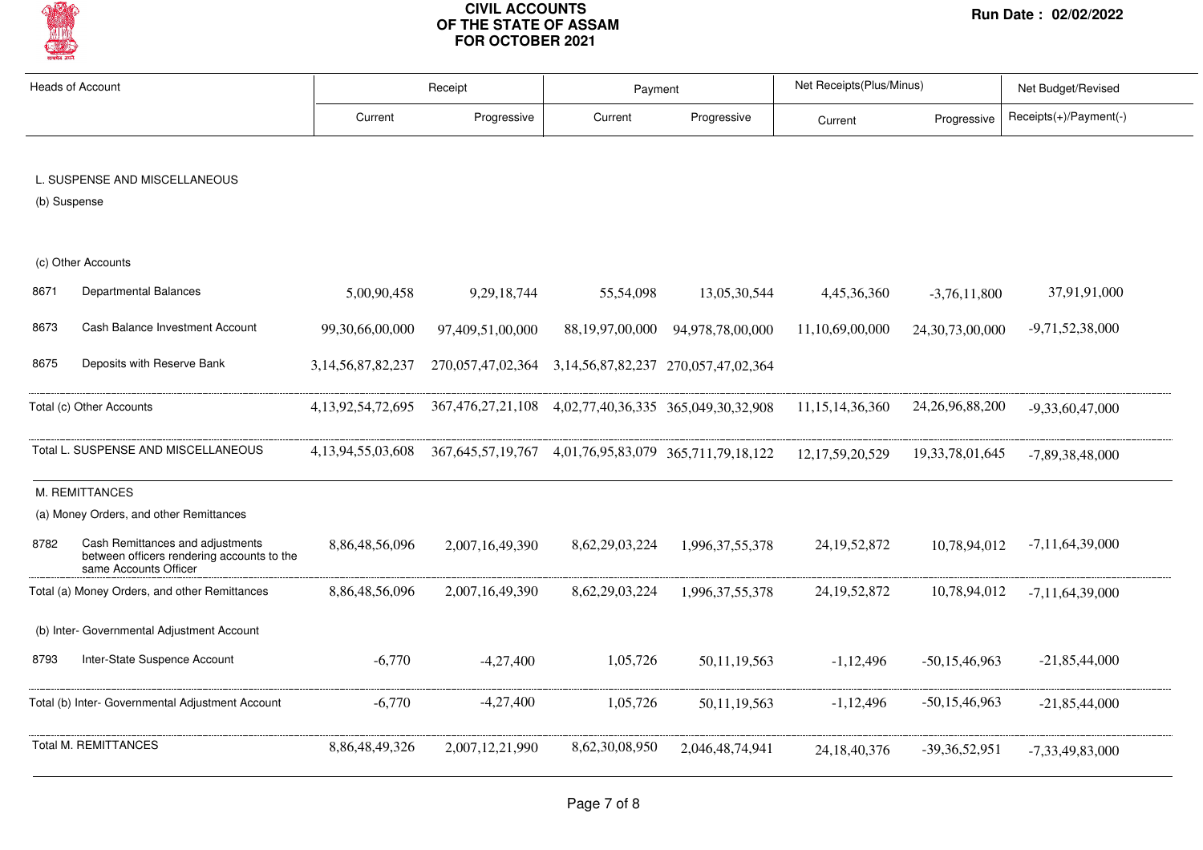**CIVIL ACCOUNTS OF THE STATE OF ASSAM FOR OCTOBER 2021**

**Run Date : 02/02/2022**

| Heads of Account | | Receipt | | Payment | | Net Receipts(Plus/Minus) | | Net Budget/Revised |
|---|---|---|---|---|---|---|---|---|
| | | Current | Progressive | Current | Progressive | Current | Progressive | Receipts(+)/Payment(-) |
| L. SUSPENSE AND MISCELLANEOUS | | | | | | | | |
| (b) Suspense | | | | | | | | |
| (c) Other Accounts | | | | | | | | |
| 8671 | Departmental Balances | 5,00,90,458 | 9,29,18,744 | 55,54,098 | 13,05,30,544 | 4,45,36,360 | -3,76,11,800 | 37,91,91,000 |
| 8673 | Cash Balance Investment Account | 99,30,66,00,000 | 97,409,51,00,000 | 88,19,97,00,000 | 94,978,78,00,000 | 11,10,69,00,000 | 24,30,73,00,000 | -9,71,52,38,000 |
| 8675 | Deposits with Reserve Bank | 3,14,56,87,82,237 | 270,057,47,02,364 | 3,14,56,87,82,237 | 270,057,47,02,364 | | | |
| Total (c) Other Accounts | | 4,13,92,54,72,695 | 367,476,27,21,108 | 4,02,77,40,36,335 | 365,049,30,32,908 | 11,15,14,36,360 | 24,26,96,88,200 | -9,33,60,47,000 |
| Total L. SUSPENSE AND MISCELLANEOUS | | 4,13,94,55,03,608 | 367,645,57,19,767 | 4,01,76,95,83,079 | 365,711,79,18,122 | 12,17,59,20,529 | 19,33,78,01,645 | -7,89,38,48,000 |
| M. REMITTANCES | | | | | | | | |
| (a) Money Orders, and other Remittances | | | | | | | | |
| 8782 | Cash Remittances and adjustments between officers rendering accounts to the same Accounts Officer | 8,86,48,56,096 | 2,007,16,49,390 | 8,62,29,03,224 | 1,996,37,55,378 | 24,19,52,872 | 10,78,94,012 | -7,11,64,39,000 |
| Total (a) Money Orders, and other Remittances | | 8,86,48,56,096 | 2,007,16,49,390 | 8,62,29,03,224 | 1,996,37,55,378 | 24,19,52,872 | 10,78,94,012 | -7,11,64,39,000 |
| (b) Inter- Governmental Adjustment Account | | | | | | | | |
| 8793 | Inter-State Suspence Account | -6,770 | -4,27,400 | 1,05,726 | 50,11,19,563 | -1,12,496 | -50,15,46,963 | -21,85,44,000 |
| Total (b) Inter- Governmental Adjustment Account | | -6,770 | -4,27,400 | 1,05,726 | 50,11,19,563 | -1,12,496 | -50,15,46,963 | -21,85,44,000 |
| Total M. REMITTANCES | | 8,86,48,49,326 | 2,007,12,21,990 | 8,62,30,08,950 | 2,046,48,74,941 | 24,18,40,376 | -39,36,52,951 | -7,33,49,83,000 |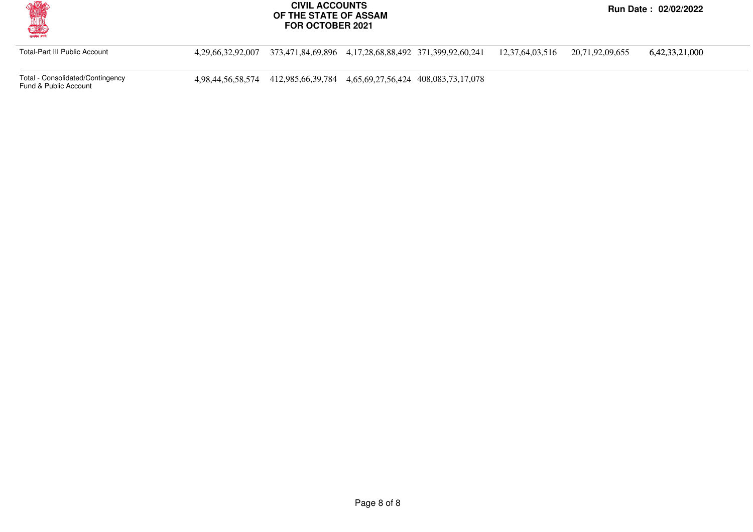# CIVIL ACCOUNTS OF THE STATE OF ASSAM FOR OCTOBER 2021

Run Date : 02/02/2022

| | | | | | | | |
|---|---|---|---|---|---|---|---|
| Total-Part III Public Account | 4,29,66,32,92,007 | 373,471,84,69,896 | 4,17,28,68,88,492 | 371,399,92,60,241 | 12,37,64,03,516 | 20,71,92,09,655 | 6,42,33,21,000 |
| Total - Consolidated/Contingency Fund & Public Account | 4,98,44,56,58,574 | 412,985,66,39,784 | 4,65,69,27,56,424 | 408,083,73,17,078 | | | |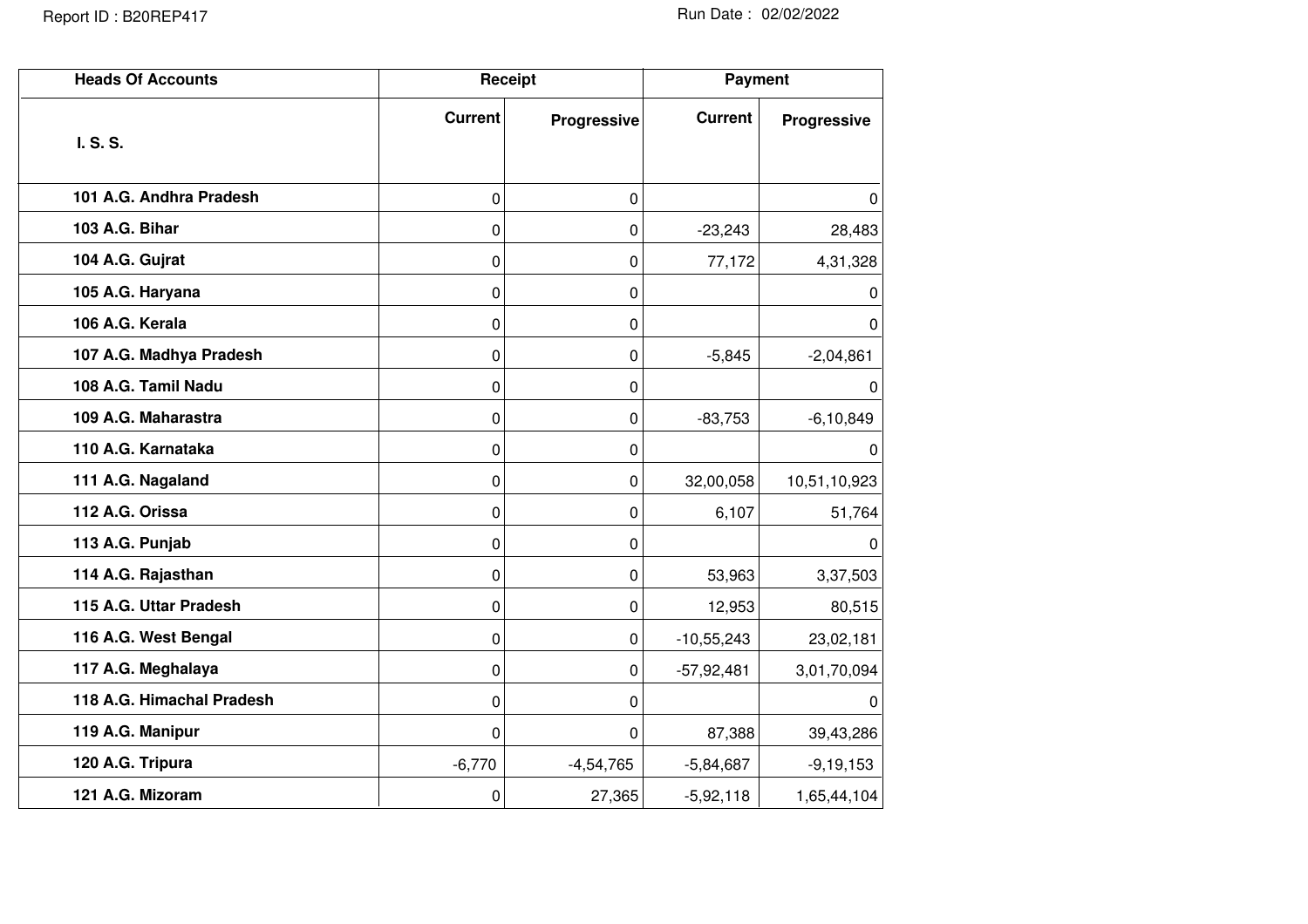Report ID : B20REP417

Run Date : 02/02/2022

| Heads Of Accounts | Receipt | | Payment | |
|---|---|---|---|---|
| **I. S. S.** | **Current** | **Progressive** | **Current** | **Progressive** |
| **101 A.G. Andhra Pradesh** | 0 | 0 | | 0 |
| **103 A.G. Bihar** | 0 | 0 | -23,243 | 28,483 |
| **104 A.G. Gujrat** | 0 | 0 | 77,172 | 4,31,328 |
| **105 A.G. Haryana** | 0 | 0 | | 0 |
| **106 A.G. Kerala** | 0 | 0 | | 0 |
| **107 A.G. Madhya Pradesh** | 0 | 0 | -5,845 | -2,04,861 |
| **108 A.G. Tamil Nadu** | 0 | 0 | | 0 |
| **109 A.G. Maharastra** | 0 | 0 | -83,753 | -6,10,849 |
| **110 A.G. Karnataka** | 0 | 0 | | 0 |
| **111 A.G. Nagaland** | 0 | 0 | 32,00,058 | 10,51,10,923 |
| **112 A.G. Orissa** | 0 | 0 | 6,107 | 51,764 |
| **113 A.G. Punjab** | 0 | 0 | | 0 |
| **114 A.G. Rajasthan** | 0 | 0 | 53,963 | 3,37,503 |
| **115 A.G. Uttar Pradesh** | 0 | 0 | 12,953 | 80,515 |
| **116 A.G. West Bengal** | 0 | 0 | -10,55,243 | 23,02,181 |
| **117 A.G. Meghalaya** | 0 | 0 | -57,92,481 | 3,01,70,094 |
| **118 A.G. Himachal Pradesh** | 0 | 0 | | 0 |
| **119 A.G. Manipur** | 0 | 0 | 87,388 | 39,43,286 |
| **120 A.G. Tripura** | -6,770 | -4,54,765 | -5,84,687 | -9,19,153 |
| **121 A.G. Mizoram** | 0 | 27,365 | -5,92,118 | 1,65,44,104 |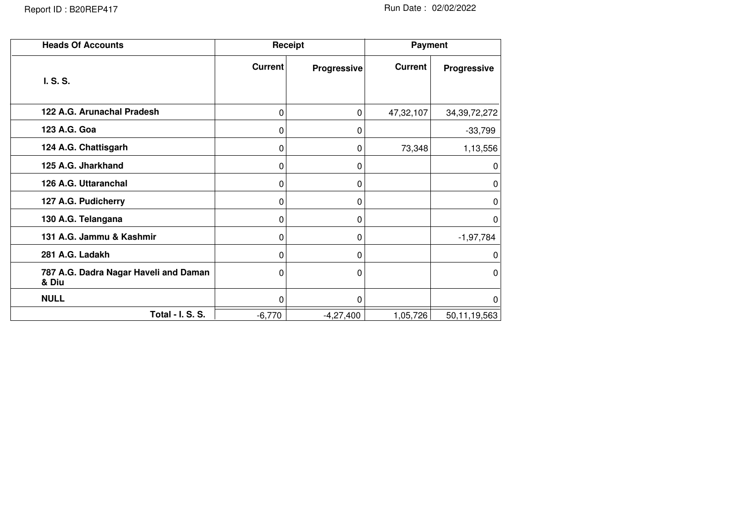Report ID : B20REP417

Run Date : 02/02/2022

| Heads Of Accounts | Receipt | | Payment | |
|---|---|---|---|---|
| I. S. S. | Current | Progressive | Current | Progressive |
| 122 A.G. Arunachal Pradesh | 0 | 0 | 47,32,107 | 34,39,72,272 |
| 123 A.G. Goa | 0 | 0 | | -33,799 |
| 124 A.G. Chattisgarh | 0 | 0 | 73,348 | 1,13,556 |
| 125 A.G. Jharkhand | 0 | 0 | | 0 |
| 126 A.G. Uttaranchal | 0 | 0 | | 0 |
| 127 A.G. Pudicherry | 0 | 0 | | 0 |
| 130 A.G. Telangana | 0 | 0 | | 0 |
| 131 A.G. Jammu & Kashmir | 0 | 0 | | -1,97,784 |
| 281 A.G. Ladakh | 0 | 0 | | 0 |
| 787 A.G. Dadra Nagar Haveli and Daman & Diu | 0 | 0 | | 0 |
| NULL | 0 | 0 | | 0 |
| Total - I. S. S. | -6,770 | -4,27,400 | 1,05,726 | 50,11,19,563 |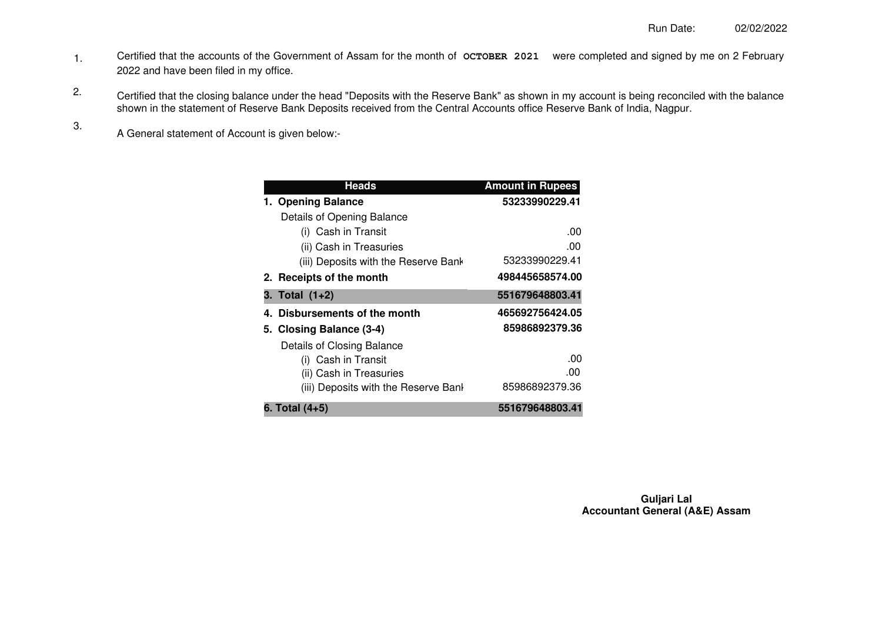Run Date: 02/02/2022

1. Certified that the accounts of the Government of Assam for the month of **OCTOBER 2021** were completed and signed by me on 2 February 2022 and have been filed in my office.

2. Certified that the closing balance under the head "Deposits with the Reserve Bank" as shown in my account is being reconciled with the balance shown in the statement of Reserve Bank Deposits received from the Central Accounts office Reserve Bank of India, Nagpur.

3. A General statement of Account is given below:-

| Heads | Amount in Rupees |
|---|---|
| **1. Opening Balance** | **53233990229.41** |
| Details of Opening Balance | |
| (i) Cash in Transit | .00 |
| (ii) Cash in Treasuries | .00 |
| (iii) Deposits with the Reserve Bank | 53233990229.41 |
| **2. Receipts of the month** | **498445658574.00** |
| **3. Total (1+2)** | **551679648803.41** |
| **4. Disbursements of the month** | **465692756424.05** |
| **5. Closing Balance (3-4)** | **85986892379.36** |
| Details of Closing Balance | |
| (i) Cash in Transit | .00 |
| (ii) Cash in Treasuries | .00 |
| (iii) Deposits with the Reserve Bank | 85986892379.36 |
| **6. Total (4+5)** | **551679648803.41** |

**Guljari Lal**
**Accountant General (A&E) Assam**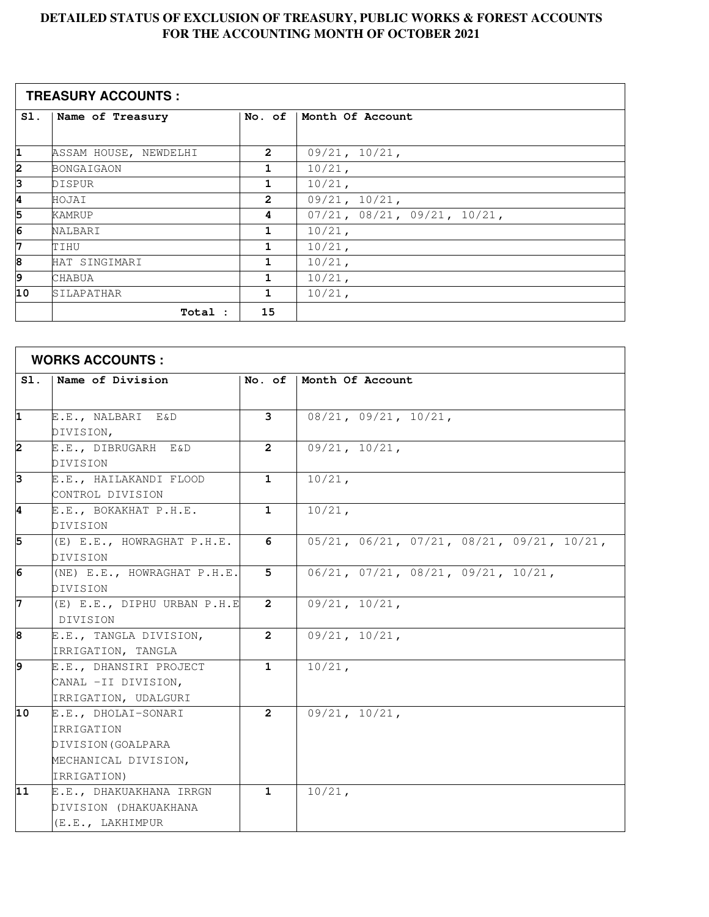# DETAILED STATUS OF EXCLUSION OF TREASURY, PUBLIC WORKS & FOREST ACCOUNTS FOR THE ACCOUNTING MONTH OF OCTOBER 2021

**TREASURY ACCOUNTS :**

| Sl. | Name of Treasury | No. of | Month Of Account |
|---|---|---|---|
| 1 | ASSAM HOUSE, NEWDELHI | 2 | 09/21, 10/21, |
| 2 | BONGAIGAON | 1 | 10/21, |
| 3 | DISPUR | 1 | 10/21, |
| 4 | HOJAI | 2 | 09/21, 10/21, |
| 5 | KAMRUP | 4 | 07/21, 08/21, 09/21, 10/21, |
| 6 | NALBARI | 1 | 10/21, |
| 7 | TIHU | 1 | 10/21, |
| 8 | HAT SINGIMARI | 1 | 10/21, |
| 9 | CHABUA | 1 | 10/21, |
| 10 | SILAPATHAR | 1 | 10/21, |
| | Total : | 15 | |

**WORKS ACCOUNTS :**

| Sl. | Name of Division | No. of | Month Of Account |
|---|---|---|---|
| 1 | E.E., NALBARI E&D DIVISION, | 3 | 08/21, 09/21, 10/21, |
| 2 | E.E., DIBRUGARH E&D DIVISION | 2 | 09/21, 10/21, |
| 3 | E.E., HAILAKANDI FLOOD CONTROL DIVISION | 1 | 10/21, |
| 4 | E.E., BOKAKHAT P.H.E. DIVISION | 1 | 10/21, |
| 5 | (E) E.E., HOWRAGHAT P.H.E. DIVISION | 6 | 05/21, 06/21, 07/21, 08/21, 09/21, 10/21, |
| 6 | (NE) E.E., HOWRAGHAT P.H.E. DIVISION | 5 | 06/21, 07/21, 08/21, 09/21, 10/21, |
| 7 | (E) E.E., DIPHU URBAN P.H.E DIVISION | 2 | 09/21, 10/21, |
| 8 | E.E., TANGLA DIVISION, IRRIGATION, TANGLA | 2 | 09/21, 10/21, |
| 9 | E.E., DHANSIRI PROJECT CANAL -II DIVISION, IRRIGATION, UDALGURI | 1 | 10/21, |
| 10 | E.E., DHOLAI-SONARI IRRIGATION DIVISION(GOALPARA MECHANICAL DIVISION, IRRIGATION) | 2 | 09/21, 10/21, |
| 11 | E.E., DHAKUAKHANA IRRGN DIVISION (DHAKUAKHANA (E.E., LAKHIMPUR | 1 | 10/21, |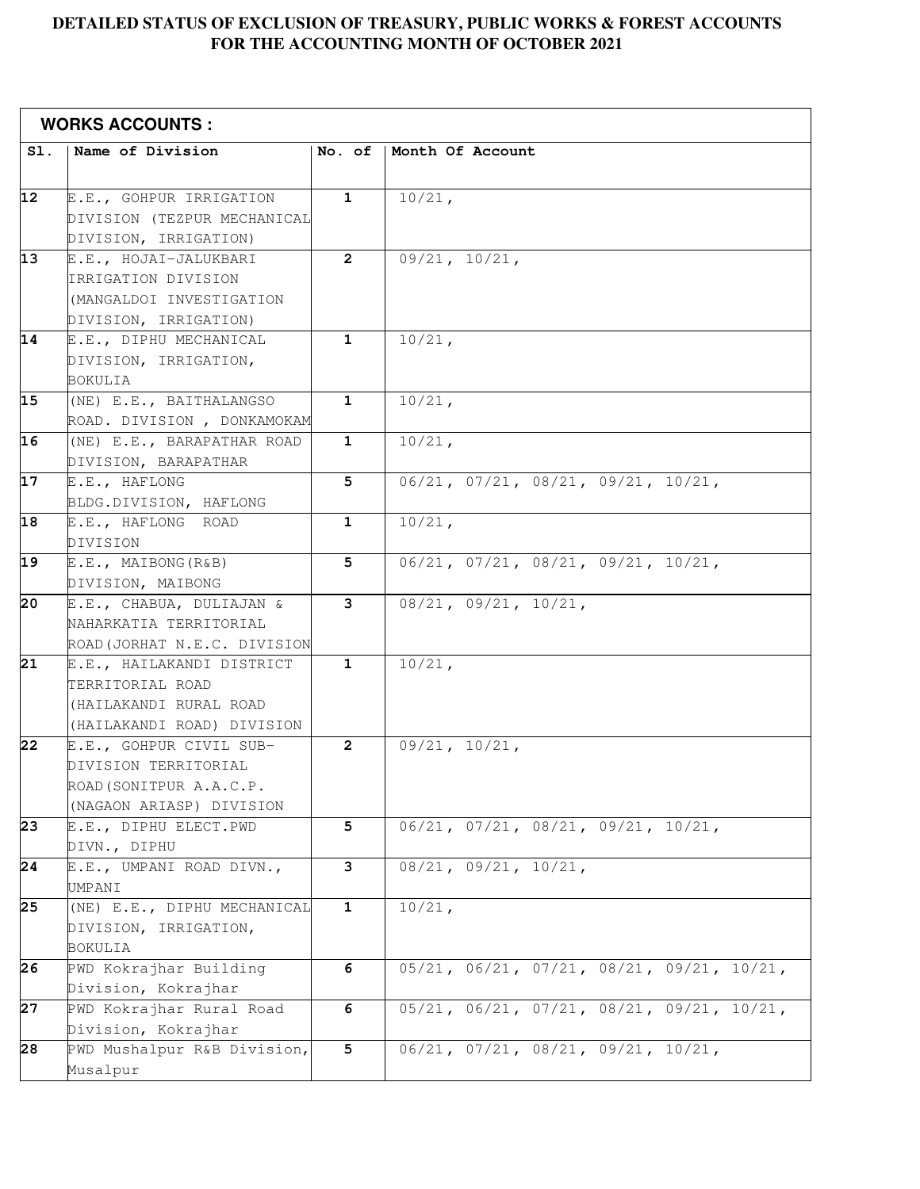# DETAILED STATUS OF EXCLUSION OF TREASURY, PUBLIC WORKS & FOREST ACCOUNTS FOR THE ACCOUNTING MONTH OF OCTOBER 2021

**WORKS ACCOUNTS :**

| Sl. | Name of Division | No. of | Month Of Account |
|---|---|---|---|
| 12 | E.E., GOHPUR IRRIGATION DIVISION (TEZPUR MECHANICAL DIVISION, IRRIGATION) | 1 | 10/21, |
| 13 | E.E., HOJAI-JALUKBARI IRRIGATION DIVISION (MANGALDOI INVESTIGATION DIVISION, IRRIGATION) | 2 | 09/21, 10/21, |
| 14 | E.E., DIPHU MECHANICAL DIVISION, IRRIGATION, BOKULIA | 1 | 10/21, |
| 15 | (NE) E.E., BAITHALANGSO ROAD. DIVISION , DONKAMOKAM | 1 | 10/21, |
| 16 | (NE) E.E., BARAPATHAR ROAD DIVISION, BARAPATHAR | 1 | 10/21, |
| 17 | E.E., HAFLONG BLDG.DIVISION, HAFLONG | 5 | 06/21, 07/21, 08/21, 09/21, 10/21, |
| 18 | E.E., HAFLONG ROAD DIVISION | 1 | 10/21, |
| 19 | E.E., MAIBONG(R&B) DIVISION, MAIBONG | 5 | 06/21, 07/21, 08/21, 09/21, 10/21, |
| 20 | E.E., CHABUA, DULIAJAN & NAHARKATIA TERRITORIAL ROAD(JORHAT N.E.C. DIVISION | 3 | 08/21, 09/21, 10/21, |
| 21 | E.E., HAILAKANDI DISTRICT TERRITORIAL ROAD (HAILAKANDI RURAL ROAD (HAILAKANDI ROAD) DIVISION | 1 | 10/21, |
| 22 | E.E., GOHPUR CIVIL SUB-DIVISION TERRITORIAL ROAD(SONITPUR A.A.C.P. (NAGAON ARIASP) DIVISION | 2 | 09/21, 10/21, |
| 23 | E.E., DIPHU ELECT.PWD DIVN., DIPHU | 5 | 06/21, 07/21, 08/21, 09/21, 10/21, |
| 24 | E.E., UMPANI ROAD DIVN., UMPANI | 3 | 08/21, 09/21, 10/21, |
| 25 | (NE) E.E., DIPHU MECHANICAL DIVISION, IRRIGATION, BOKULIA | 1 | 10/21, |
| 26 | PWD Kokrajhar Building Division, Kokrajhar | 6 | 05/21, 06/21, 07/21, 08/21, 09/21, 10/21, |
| 27 | PWD Kokrajhar Rural Road Division, Kokrajhar | 6 | 05/21, 06/21, 07/21, 08/21, 09/21, 10/21, |
| 28 | PWD Mushalpur R&B Division, Musalpur | 5 | 06/21, 07/21, 08/21, 09/21, 10/21, |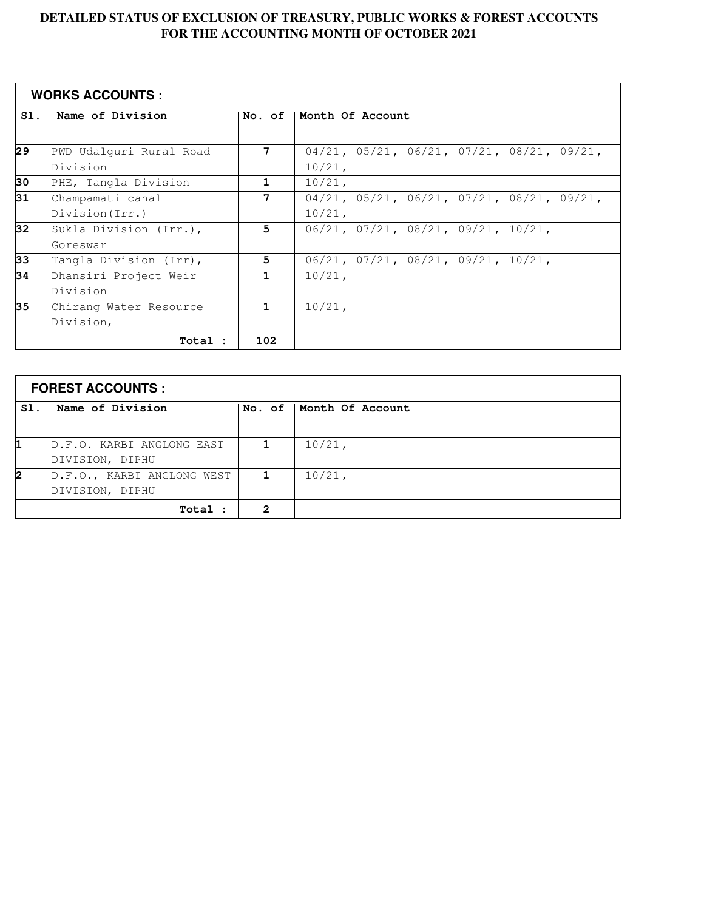# DETAILED STATUS OF EXCLUSION OF TREASURY, PUBLIC WORKS & FOREST ACCOUNTS FOR THE ACCOUNTING MONTH OF OCTOBER 2021

**WORKS ACCOUNTS :**

| Sl. | Name of Division | No. of | Month Of Account |
|---|---|---|---|
| 29 | PWD Udalguri Rural Road Division | 7 | 04/21, 05/21, 06/21, 07/21, 08/21, 09/21, 10/21, |
| 30 | PHE, Tangla Division | 1 | 10/21, |
| 31 | Champamati canal Division(Irr.) | 7 | 04/21, 05/21, 06/21, 07/21, 08/21, 09/21, 10/21, |
| 32 | Sukla Division (Irr.), Goreswar | 5 | 06/21, 07/21, 08/21, 09/21, 10/21, |
| 33 | Tangla Division (Irr), | 5 | 06/21, 07/21, 08/21, 09/21, 10/21, |
| 34 | Dhansiri Project Weir Division | 1 | 10/21, |
| 35 | Chirang Water Resource Division, | 1 | 10/21, |
| | **Total :** | **102** | |

**FOREST ACCOUNTS :**

| Sl. | Name of Division | No. of | Month Of Account |
|---|---|---|---|
| 1 | D.F.O. KARBI ANGLONG EAST DIVISION, DIPHU | 1 | 10/21, |
| 2 | D.F.O., KARBI ANGLONG WEST DIVISION, DIPHU | 1 | 10/21, |
| | **Total :** | **2** | |